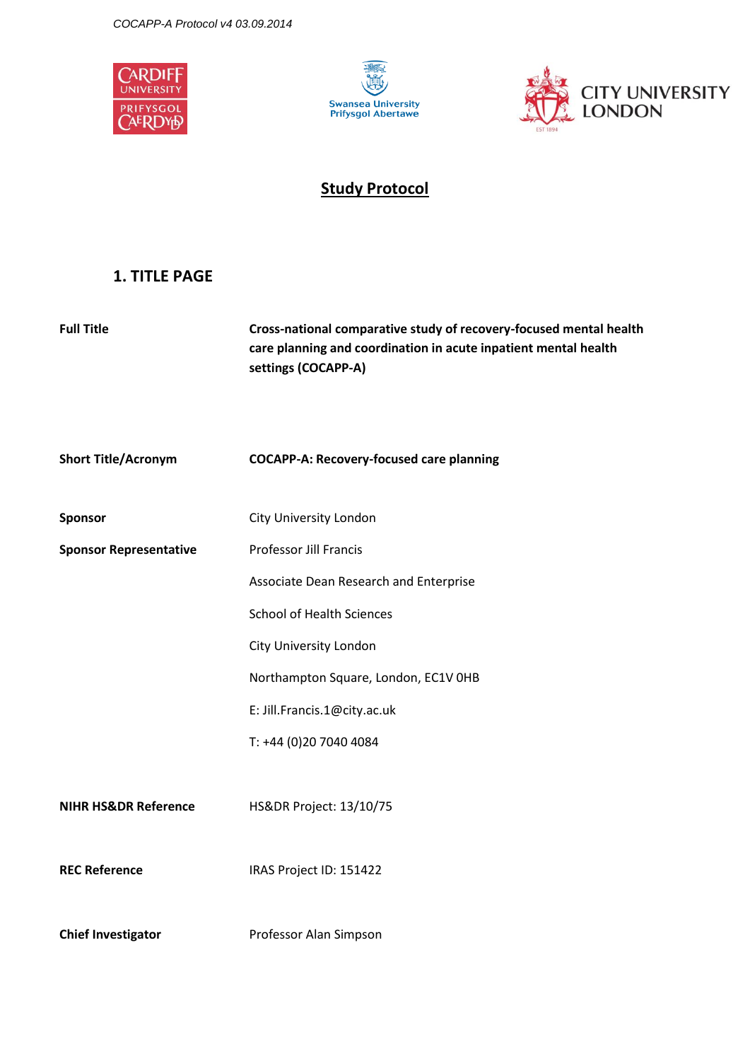## Study Protocol

# 1. TITLE PAGE

| | |
|---|---|
| **Full Title** | **Cross-national comparative study of recovery-focused mental health care planning and coordination in acute inpatient mental health settings (COCAPP-A)** |
| **Short Title/Acronym** | **COCAPP-A: Recovery-focused care planning** |
| **Sponsor** | City University London |
| **Sponsor Representative** | Professor Jill Francis<br>Associate Dean Research and Enterprise<br>School of Health Sciences<br>City University London<br>Northampton Square, London, EC1V 0HB<br>E: Jill.Francis.1@city.ac.uk<br>T: +44 (0)20 7040 4084 |
| **NIHR HS&DR Reference** | HS&DR Project: 13/10/75 |
| **REC Reference** | IRAS Project ID: 151422 |
| **Chief Investigator** | Professor Alan Simpson |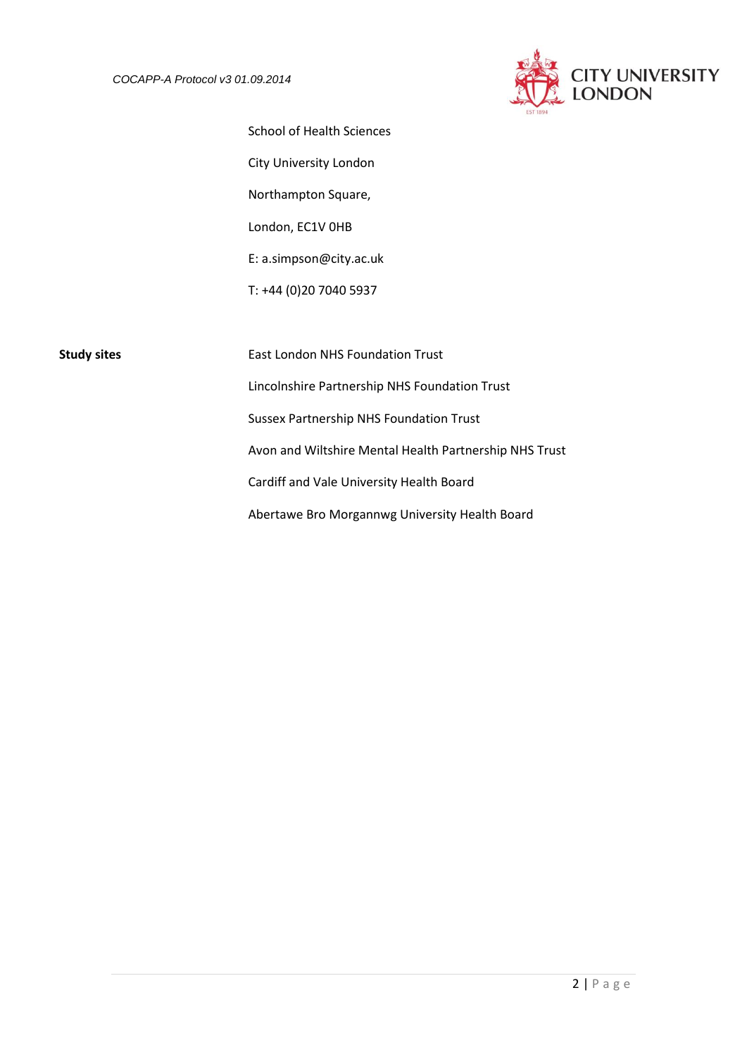School of Health Sciences

City University London

Northampton Square,

London, EC1V 0HB

E: a.simpson@city.ac.uk

T: +44 (0)20 7040 5937

**Study sites**

East London NHS Foundation Trust

Lincolnshire Partnership NHS Foundation Trust

Sussex Partnership NHS Foundation Trust

Avon and Wiltshire Mental Health Partnership NHS Trust

Cardiff and Vale University Health Board

Abertawe Bro Morgannwg University Health Board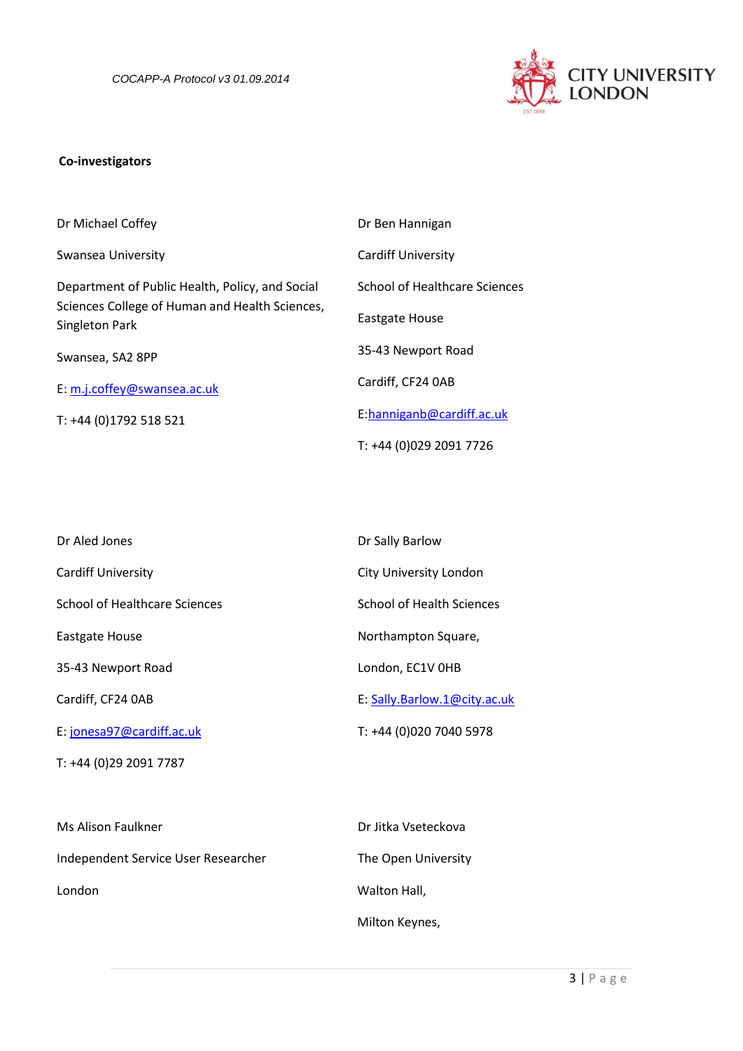**Co-investigators**

Dr Michael Coffey

Swansea University

Department of Public Health, Policy, and Social Sciences College of Human and Health Sciences, Singleton Park

Swansea, SA2 8PP

E: m.j.coffey@swansea.ac.uk

T: +44 (0)1792 518 521

Dr Ben Hannigan

Cardiff University

School of Healthcare Sciences

Eastgate House

35-43 Newport Road

Cardiff, CF24 0AB

E:hanniganb@cardiff.ac.uk

T: +44 (0)029 2091 7726

Dr Aled Jones

Cardiff University

School of Healthcare Sciences

Eastgate House

35-43 Newport Road

Cardiff, CF24 0AB

E: jonesa97@cardiff.ac.uk

T: +44 (0)29 2091 7787

Dr Sally Barlow

City University London

School of Health Sciences

Northampton Square,

London, EC1V 0HB

E: Sally.Barlow.1@city.ac.uk

T: +44 (0)020 7040 5978

Ms Alison Faulkner

Independent Service User Researcher

London

Dr Jitka Vseteckova

The Open University

Walton Hall,

Milton Keynes,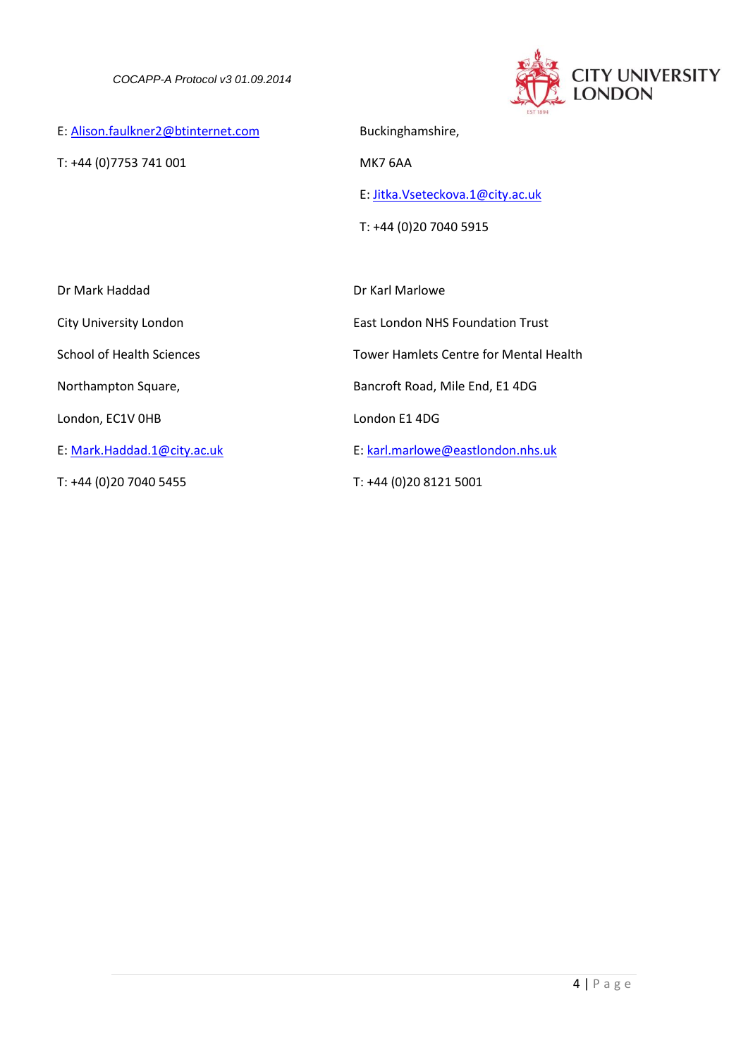E: Alison.faulkner2@btinternet.com

T: +44 (0)7753 741 001

Buckinghamshire,

MK7 6AA

E: Jitka.Vseteckova.1@city.ac.uk

T: +44 (0)20 7040 5915

Dr Mark Haddad

City University London

School of Health Sciences

Northampton Square,

London, EC1V 0HB

E: Mark.Haddad.1@city.ac.uk

T: +44 (0)20 7040 5455

Dr Karl Marlowe

East London NHS Foundation Trust

Tower Hamlets Centre for Mental Health

Bancroft Road, Mile End, E1 4DG

London E1 4DG

E: karl.marlowe@eastlondon.nhs.uk

T: +44 (0)20 8121 5001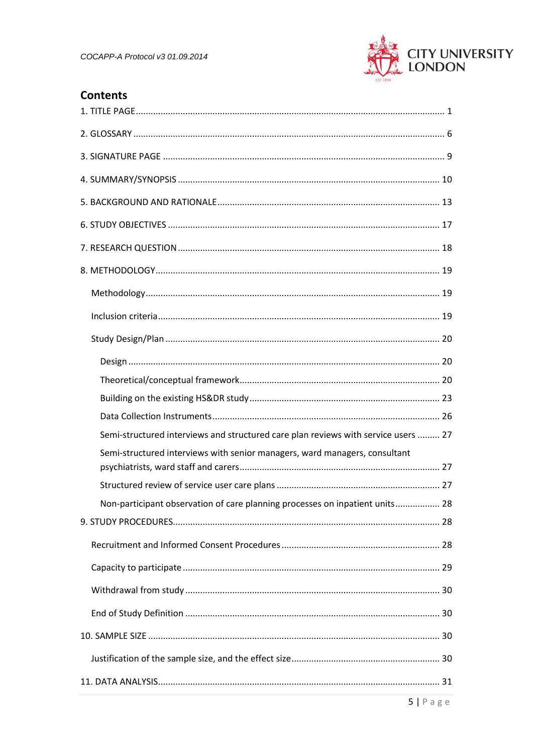## Contents

1. TITLE PAGE ........................................................................................................................ 1

2. GLOSSARY ......................................................................................................................... 6

3. SIGNATURE PAGE .............................................................................................................. 9

4. SUMMARY/SYNOPSIS ...................................................................................................... 10

5. BACKGROUND AND RATIONALE ...................................................................................... 13

6. STUDY OBJECTIVES .......................................................................................................... 17

7. RESEARCH QUESTION ...................................................................................................... 18

8. METHODOLOGY ............................................................................................................... 19

- Methodology ..................................................................................................................... 19
- Inclusion criteria ................................................................................................................ 19
- Study Design/Plan ............................................................................................................. 20
  - Design ........................................................................................................................... 20
  - Theoretical/conceptual framework ............................................................................... 20
  - Building on the existing HS&DR study ........................................................................... 23
  - Data Collection Instruments .......................................................................................... 26
  - Semi-structured interviews and structured care plan reviews with service users ......... 27
  - Semi-structured interviews with senior managers, ward managers, consultant psychiatrists, ward staff and carers ............................................................................... 27
  - Structured review of service user care plans ................................................................. 27
  - Non-participant observation of care planning processes on inpatient units .................. 28

9. STUDY PROCEDURES ........................................................................................................ 28

- Recruitment and Informed Consent Procedures ............................................................... 28
- Capacity to participate ...................................................................................................... 29
- Withdrawal from study ..................................................................................................... 30
- End of Study Definition ..................................................................................................... 30

10. SAMPLE SIZE .................................................................................................................... 30

- Justification of the sample size, and the effect size ........................................................... 30

11. DATA ANALYSIS ............................................................................................................... 31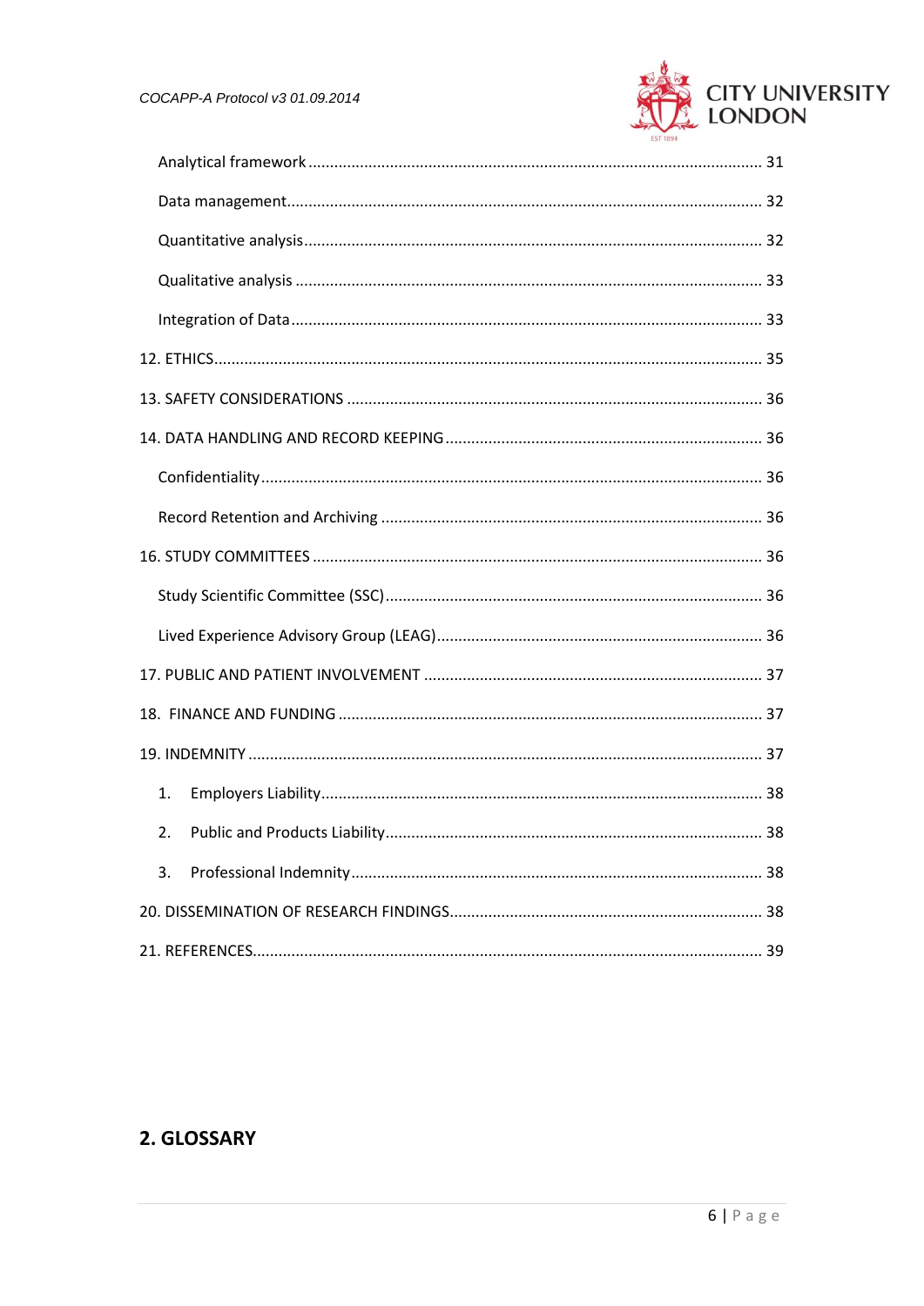Analytical framework ........................................................................................................ 31

Data management............................................................................................................. 32

Quantitative analysis.......................................................................................................... 32

Qualitative analysis ........................................................................................................... 33

Integration of Data............................................................................................................ 33

12. ETHICS.............................................................................................................................. 35

13. SAFETY CONSIDERATIONS ............................................................................................... 36

14. DATA HANDLING AND RECORD KEEPING ......................................................................... 36

Confidentiality.................................................................................................................. 36

Record Retention and Archiving ....................................................................................... 36

16. STUDY COMMITTEES ....................................................................................................... 36

Study Scientific Committee (SSC)...................................................................................... 36

Lived Experience Advisory Group (LEAG)........................................................................... 36

17. PUBLIC AND PATIENT INVOLVEMENT .............................................................................. 37

18. FINANCE AND FUNDING .................................................................................................. 37

19. INDEMNITY ...................................................................................................................... 37

1. Employers Liability..................................................................................................... 38

2. Public and Products Liability...................................................................................... 38

3. Professional Indemnity.............................................................................................. 38

20. DISSEMINATION OF RESEARCH FINDINGS....................................................................... 38

21. REFERENCES..................................................................................................................... 39

## 2. GLOSSARY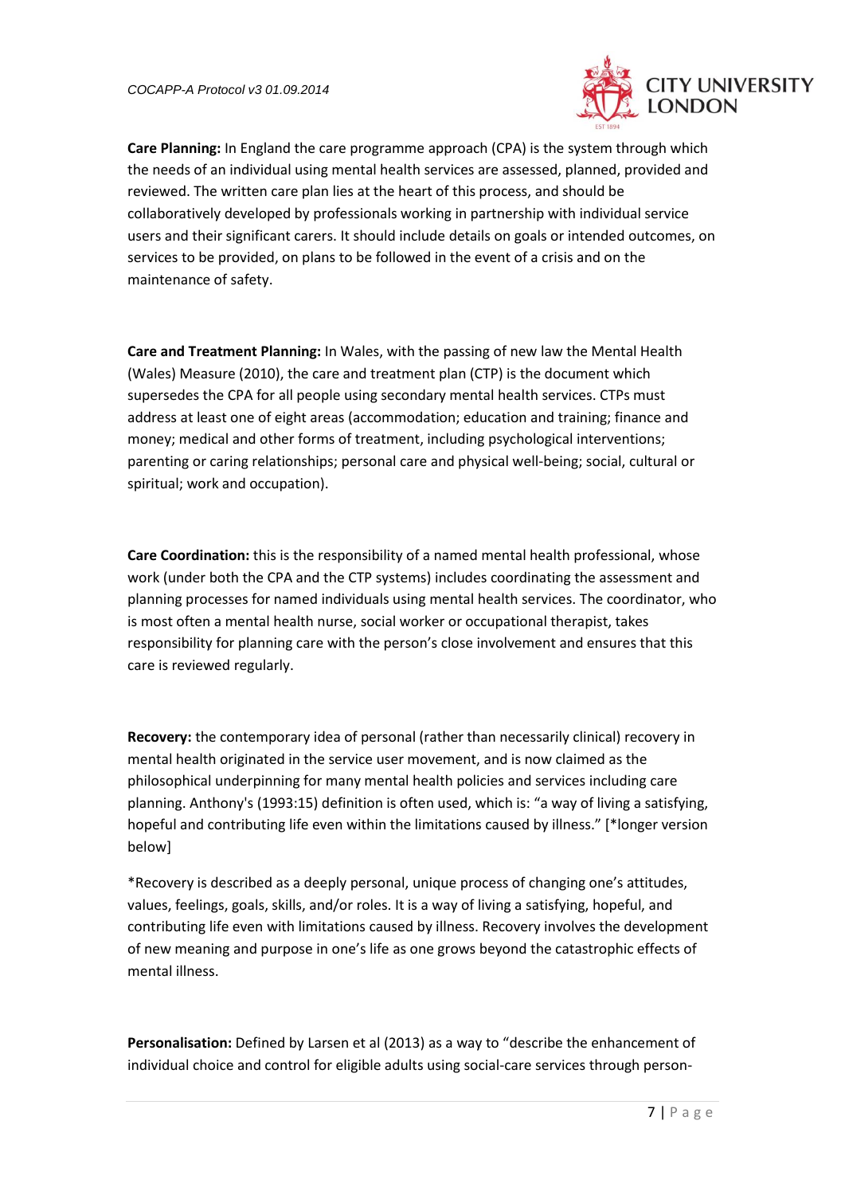**Care Planning:** In England the care programme approach (CPA) is the system through which the needs of an individual using mental health services are assessed, planned, provided and reviewed. The written care plan lies at the heart of this process, and should be collaboratively developed by professionals working in partnership with individual service users and their significant carers. It should include details on goals or intended outcomes, on services to be provided, on plans to be followed in the event of a crisis and on the maintenance of safety.

**Care and Treatment Planning:** In Wales, with the passing of new law the Mental Health (Wales) Measure (2010), the care and treatment plan (CTP) is the document which supersedes the CPA for all people using secondary mental health services. CTPs must address at least one of eight areas (accommodation; education and training; finance and money; medical and other forms of treatment, including psychological interventions; parenting or caring relationships; personal care and physical well-being; social, cultural or spiritual; work and occupation).

**Care Coordination:** this is the responsibility of a named mental health professional, whose work (under both the CPA and the CTP systems) includes coordinating the assessment and planning processes for named individuals using mental health services. The coordinator, who is most often a mental health nurse, social worker or occupational therapist, takes responsibility for planning care with the person's close involvement and ensures that this care is reviewed regularly.

**Recovery:** the contemporary idea of personal (rather than necessarily clinical) recovery in mental health originated in the service user movement, and is now claimed as the philosophical underpinning for many mental health policies and services including care planning. Anthony's (1993:15) definition is often used, which is: "a way of living a satisfying, hopeful and contributing life even within the limitations caused by illness." [*longer version below]

*Recovery is described as a deeply personal, unique process of changing one's attitudes, values, feelings, goals, skills, and/or roles. It is a way of living a satisfying, hopeful, and contributing life even with limitations caused by illness. Recovery involves the development of new meaning and purpose in one's life as one grows beyond the catastrophic effects of mental illness.

**Personalisation:** Defined by Larsen et al (2013) as a way to "describe the enhancement of individual choice and control for eligible adults using social-care services through person-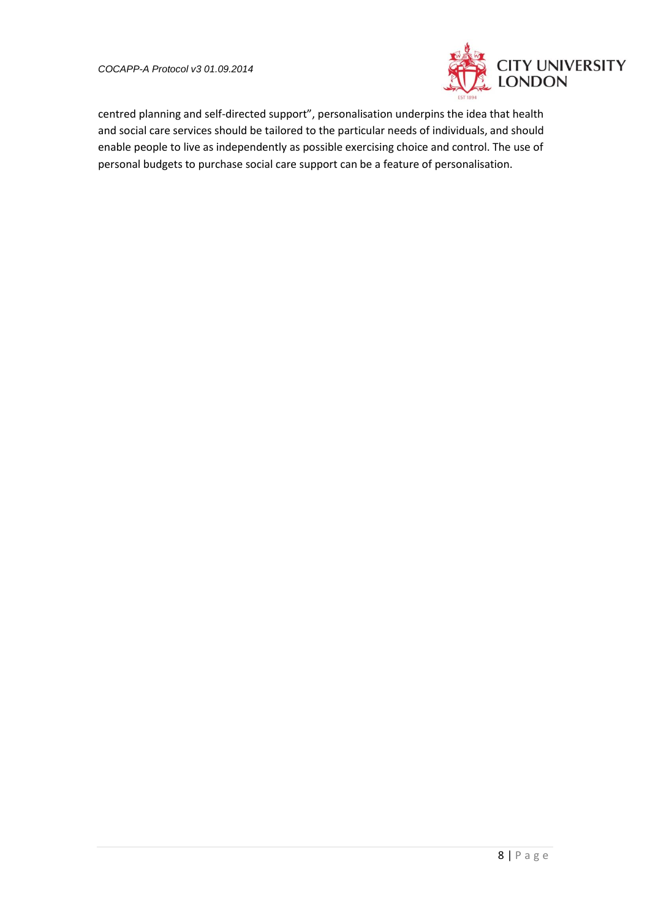centred planning and self-directed support", personalisation underpins the idea that health and social care services should be tailored to the particular needs of individuals, and should enable people to live as independently as possible exercising choice and control. The use of personal budgets to purchase social care support can be a feature of personalisation.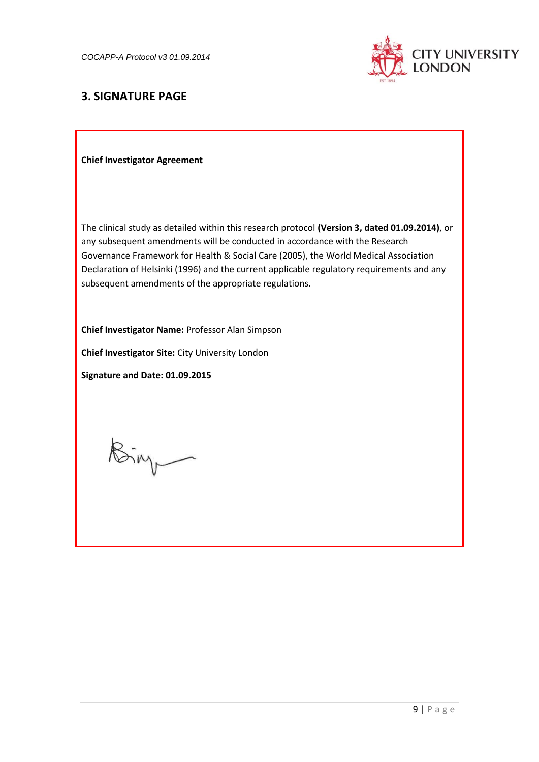## 3. SIGNATURE PAGE

**Chief Investigator Agreement**

The clinical study as detailed within this research protocol **(Version 3, dated 01.09.2014)**, or any subsequent amendments will be conducted in accordance with the Research Governance Framework for Health & Social Care (2005), the World Medical Association Declaration of Helsinki (1996) and the current applicable regulatory requirements and any subsequent amendments of the appropriate regulations.

**Chief Investigator Name:** Professor Alan Simpson

**Chief Investigator Site:** City University London

**Signature and Date: 01.09.2015**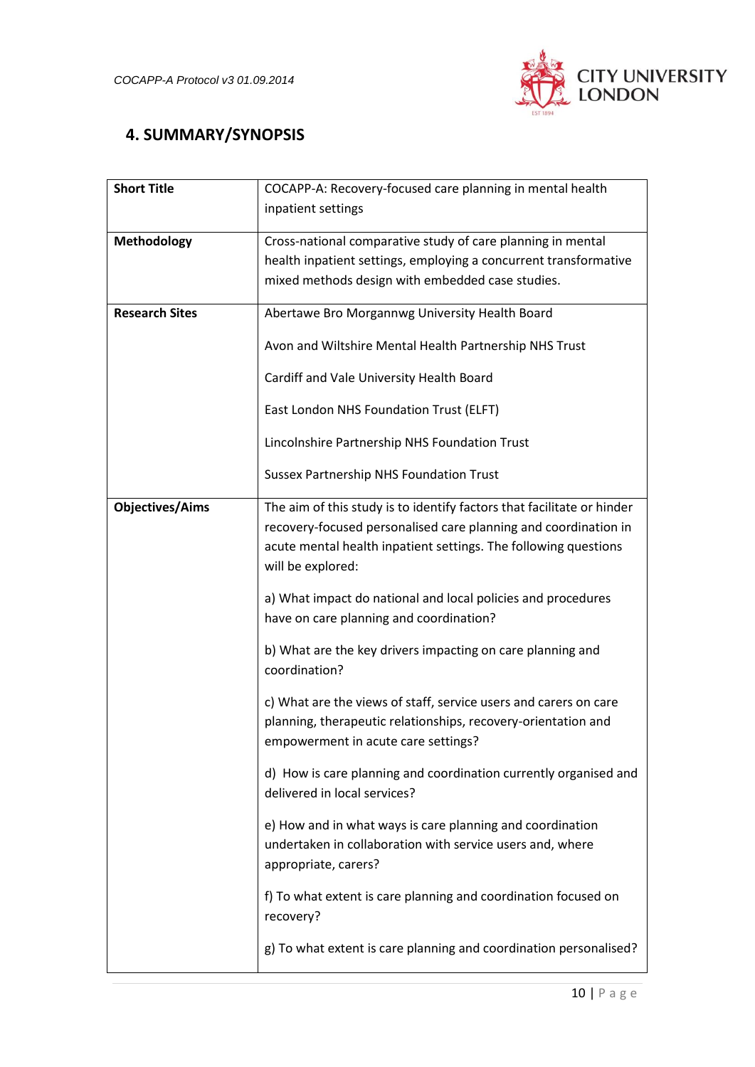## 4. SUMMARY/SYNOPSIS

| | |
|---|---|
| **Short Title** | COCAPP-A: Recovery-focused care planning in mental health inpatient settings |
| **Methodology** | Cross-national comparative study of care planning in mental health inpatient settings, employing a concurrent transformative mixed methods design with embedded case studies. |
| **Research Sites** | Abertawe Bro Morgannwg University Health Board<br><br>Avon and Wiltshire Mental Health Partnership NHS Trust<br><br>Cardiff and Vale University Health Board<br><br>East London NHS Foundation Trust (ELFT)<br><br>Lincolnshire Partnership NHS Foundation Trust<br><br>Sussex Partnership NHS Foundation Trust |
| **Objectives/Aims** | The aim of this study is to identify factors that facilitate or hinder recovery-focused personalised care planning and coordination in acute mental health inpatient settings. The following questions will be explored:<br><br>a) What impact do national and local policies and procedures have on care planning and coordination?<br><br>b) What are the key drivers impacting on care planning and coordination?<br><br>c) What are the views of staff, service users and carers on care planning, therapeutic relationships, recovery-orientation and empowerment in acute care settings?<br><br>d) How is care planning and coordination currently organised and delivered in local services?<br><br>e) How and in what ways is care planning and coordination undertaken in collaboration with service users and, where appropriate, carers?<br><br>f) To what extent is care planning and coordination focused on recovery?<br><br>g) To what extent is care planning and coordination personalised? |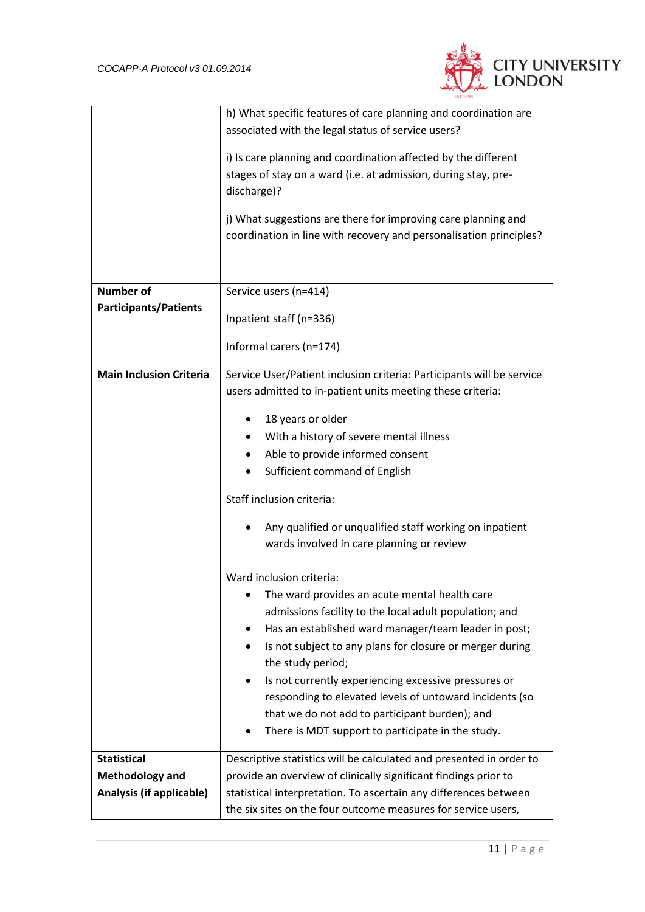| | |
|---|---|
| | h) What specific features of care planning and coordination are associated with the legal status of service users?<br><br>i) Is care planning and coordination affected by the different stages of stay on a ward (i.e. at admission, during stay, pre-discharge)?<br><br>j) What suggestions are there for improving care planning and coordination in line with recovery and personalisation principles? |
| **Number of Participants/Patients** | Service users (n=414)<br><br>Inpatient staff (n=336)<br><br>Informal carers (n=174) |
| **Main Inclusion Criteria** | Service User/Patient inclusion criteria: Participants will be service users admitted to in-patient units meeting these criteria:<br><br>• 18 years or older<br>• With a history of severe mental illness<br>• Able to provide informed consent<br>• Sufficient command of English<br><br>Staff inclusion criteria:<br><br>• Any qualified or unqualified staff working on inpatient wards involved in care planning or review<br><br>Ward inclusion criteria:<br>• The ward provides an acute mental health care admissions facility to the local adult population; and<br>• Has an established ward manager/team leader in post;<br>• Is not subject to any plans for closure or merger during the study period;<br>• Is not currently experiencing excessive pressures or responding to elevated levels of untoward incidents (so that we do not add to participant burden); and<br>• There is MDT support to participate in the study. |
| **Statistical Methodology and Analysis (if applicable)** | Descriptive statistics will be calculated and presented in order to provide an overview of clinically significant findings prior to statistical interpretation. To ascertain any differences between the six sites on the four outcome measures for service users, |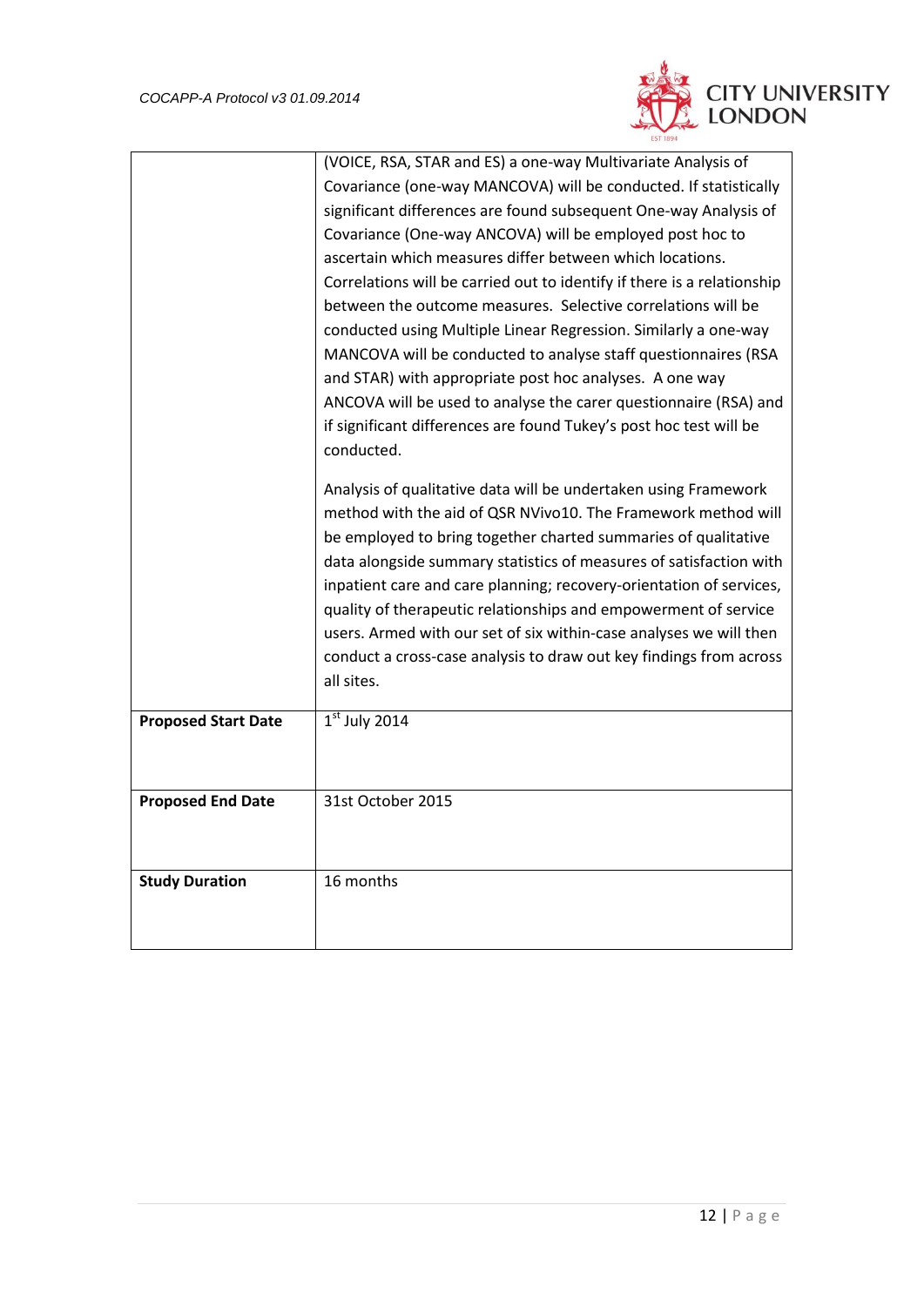| | |
|---|---|
| | (VOICE, RSA, STAR and ES) a one-way Multivariate Analysis of Covariance (one-way MANCOVA) will be conducted. If statistically significant differences are found subsequent One-way Analysis of Covariance (One-way ANCOVA) will be employed post hoc to ascertain which measures differ between which locations. Correlations will be carried out to identify if there is a relationship between the outcome measures. Selective correlations will be conducted using Multiple Linear Regression. Similarly a one-way MANCOVA will be conducted to analyse staff questionnaires (RSA and STAR) with appropriate post hoc analyses. A one way ANCOVA will be used to analyse the carer questionnaire (RSA) and if significant differences are found Tukey's post hoc test will be conducted.<br><br>Analysis of qualitative data will be undertaken using Framework method with the aid of QSR NVivo10. The Framework method will be employed to bring together charted summaries of qualitative data alongside summary statistics of measures of satisfaction with inpatient care and care planning; recovery-orientation of services, quality of therapeutic relationships and empowerment of service users. Armed with our set of six within-case analyses we will then conduct a cross-case analysis to draw out key findings from across all sites. |
| **Proposed Start Date** | 1st July 2014 |
| **Proposed End Date** | 31st October 2015 |
| **Study Duration** | 16 months |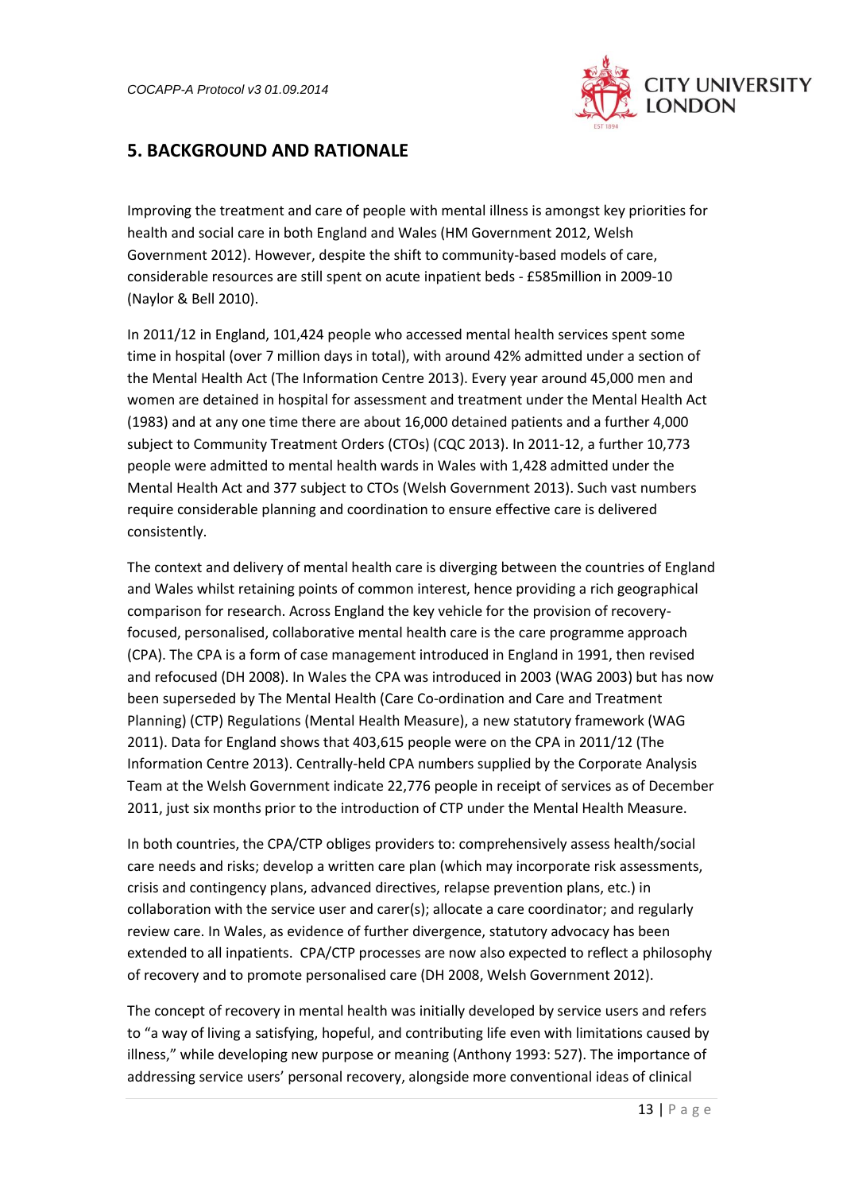## 5. BACKGROUND AND RATIONALE

Improving the treatment and care of people with mental illness is amongst key priorities for health and social care in both England and Wales (HM Government 2012, Welsh Government 2012). However, despite the shift to community-based models of care, considerable resources are still spent on acute inpatient beds - £585million in 2009-10 (Naylor & Bell 2010).

In 2011/12 in England, 101,424 people who accessed mental health services spent some time in hospital (over 7 million days in total), with around 42% admitted under a section of the Mental Health Act (The Information Centre 2013). Every year around 45,000 men and women are detained in hospital for assessment and treatment under the Mental Health Act (1983) and at any one time there are about 16,000 detained patients and a further 4,000 subject to Community Treatment Orders (CTOs) (CQC 2013). In 2011-12, a further 10,773 people were admitted to mental health wards in Wales with 1,428 admitted under the Mental Health Act and 377 subject to CTOs (Welsh Government 2013). Such vast numbers require considerable planning and coordination to ensure effective care is delivered consistently.

The context and delivery of mental health care is diverging between the countries of England and Wales whilst retaining points of common interest, hence providing a rich geographical comparison for research. Across England the key vehicle for the provision of recovery-focused, personalised, collaborative mental health care is the care programme approach (CPA). The CPA is a form of case management introduced in England in 1991, then revised and refocused (DH 2008). In Wales the CPA was introduced in 2003 (WAG 2003) but has now been superseded by The Mental Health (Care Co-ordination and Care and Treatment Planning) (CTP) Regulations (Mental Health Measure), a new statutory framework (WAG 2011). Data for England shows that 403,615 people were on the CPA in 2011/12 (The Information Centre 2013). Centrally-held CPA numbers supplied by the Corporate Analysis Team at the Welsh Government indicate 22,776 people in receipt of services as of December 2011, just six months prior to the introduction of CTP under the Mental Health Measure.

In both countries, the CPA/CTP obliges providers to: comprehensively assess health/social care needs and risks; develop a written care plan (which may incorporate risk assessments, crisis and contingency plans, advanced directives, relapse prevention plans, etc.) in collaboration with the service user and carer(s); allocate a care coordinator; and regularly review care. In Wales, as evidence of further divergence, statutory advocacy has been extended to all inpatients. CPA/CTP processes are now also expected to reflect a philosophy of recovery and to promote personalised care (DH 2008, Welsh Government 2012).

The concept of recovery in mental health was initially developed by service users and refers to "a way of living a satisfying, hopeful, and contributing life even with limitations caused by illness," while developing new purpose or meaning (Anthony 1993: 527). The importance of addressing service users' personal recovery, alongside more conventional ideas of clinical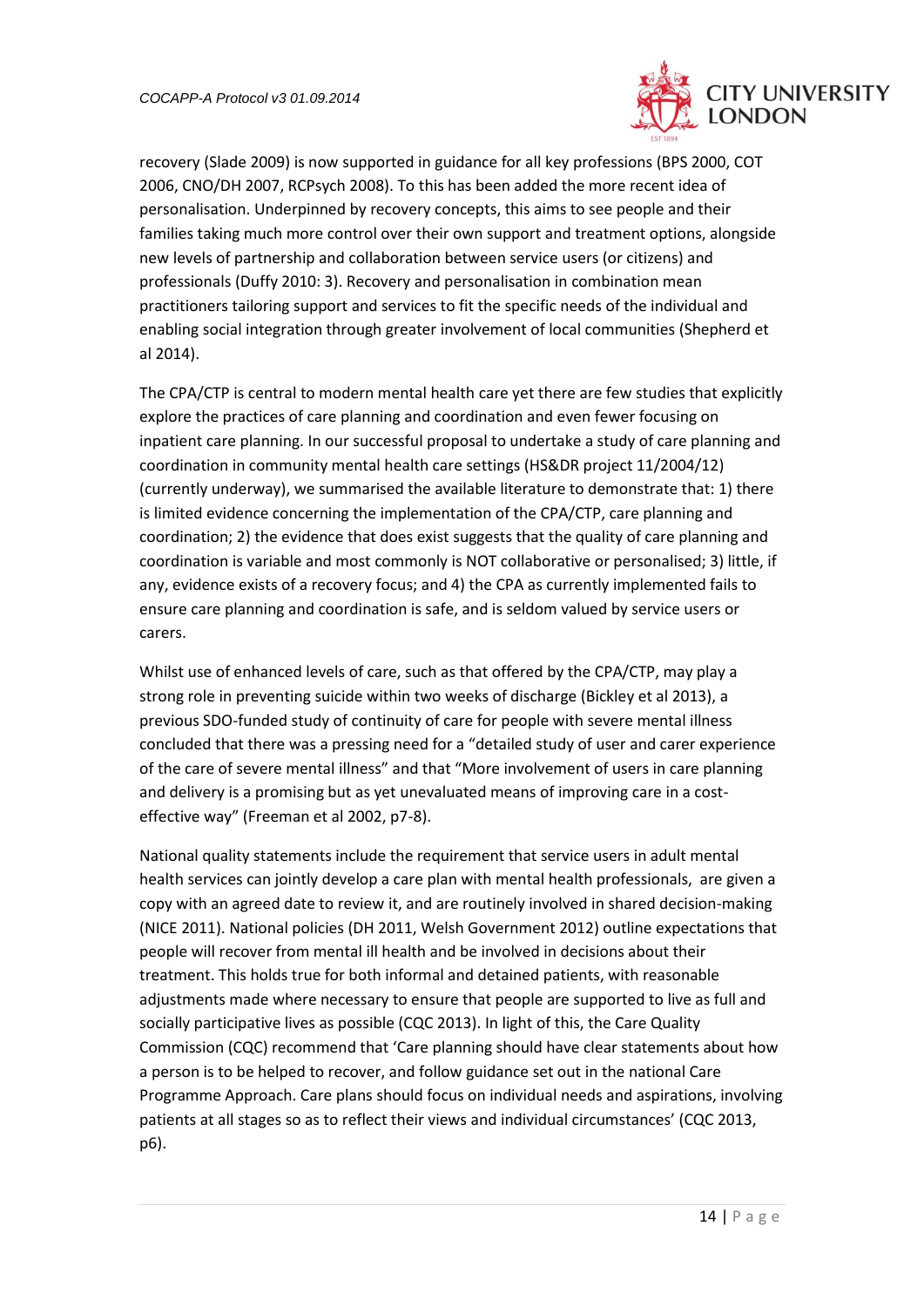recovery (Slade 2009) is now supported in guidance for all key professions (BPS 2000, COT 2006, CNO/DH 2007, RCPsych 2008). To this has been added the more recent idea of personalisation. Underpinned by recovery concepts, this aims to see people and their families taking much more control over their own support and treatment options, alongside new levels of partnership and collaboration between service users (or citizens) and professionals (Duffy 2010: 3). Recovery and personalisation in combination mean practitioners tailoring support and services to fit the specific needs of the individual and enabling social integration through greater involvement of local communities (Shepherd et al 2014).

The CPA/CTP is central to modern mental health care yet there are few studies that explicitly explore the practices of care planning and coordination and even fewer focusing on inpatient care planning. In our successful proposal to undertake a study of care planning and coordination in community mental health care settings (HS&DR project 11/2004/12) (currently underway), we summarised the available literature to demonstrate that: 1) there is limited evidence concerning the implementation of the CPA/CTP, care planning and coordination; 2) the evidence that does exist suggests that the quality of care planning and coordination is variable and most commonly is NOT collaborative or personalised; 3) little, if any, evidence exists of a recovery focus; and 4) the CPA as currently implemented fails to ensure care planning and coordination is safe, and is seldom valued by service users or carers.

Whilst use of enhanced levels of care, such as that offered by the CPA/CTP, may play a strong role in preventing suicide within two weeks of discharge (Bickley et al 2013), a previous SDO-funded study of continuity of care for people with severe mental illness concluded that there was a pressing need for a "detailed study of user and carer experience of the care of severe mental illness" and that "More involvement of users in care planning and delivery is a promising but as yet unevaluated means of improving care in a cost-effective way" (Freeman et al 2002, p7-8).

National quality statements include the requirement that service users in adult mental health services can jointly develop a care plan with mental health professionals, are given a copy with an agreed date to review it, and are routinely involved in shared decision-making (NICE 2011). National policies (DH 2011, Welsh Government 2012) outline expectations that people will recover from mental ill health and be involved in decisions about their treatment. This holds true for both informal and detained patients, with reasonable adjustments made where necessary to ensure that people are supported to live as full and socially participative lives as possible (CQC 2013). In light of this, the Care Quality Commission (CQC) recommend that 'Care planning should have clear statements about how a person is to be helped to recover, and follow guidance set out in the national Care Programme Approach. Care plans should focus on individual needs and aspirations, involving patients at all stages so as to reflect their views and individual circumstances' (CQC 2013, p6).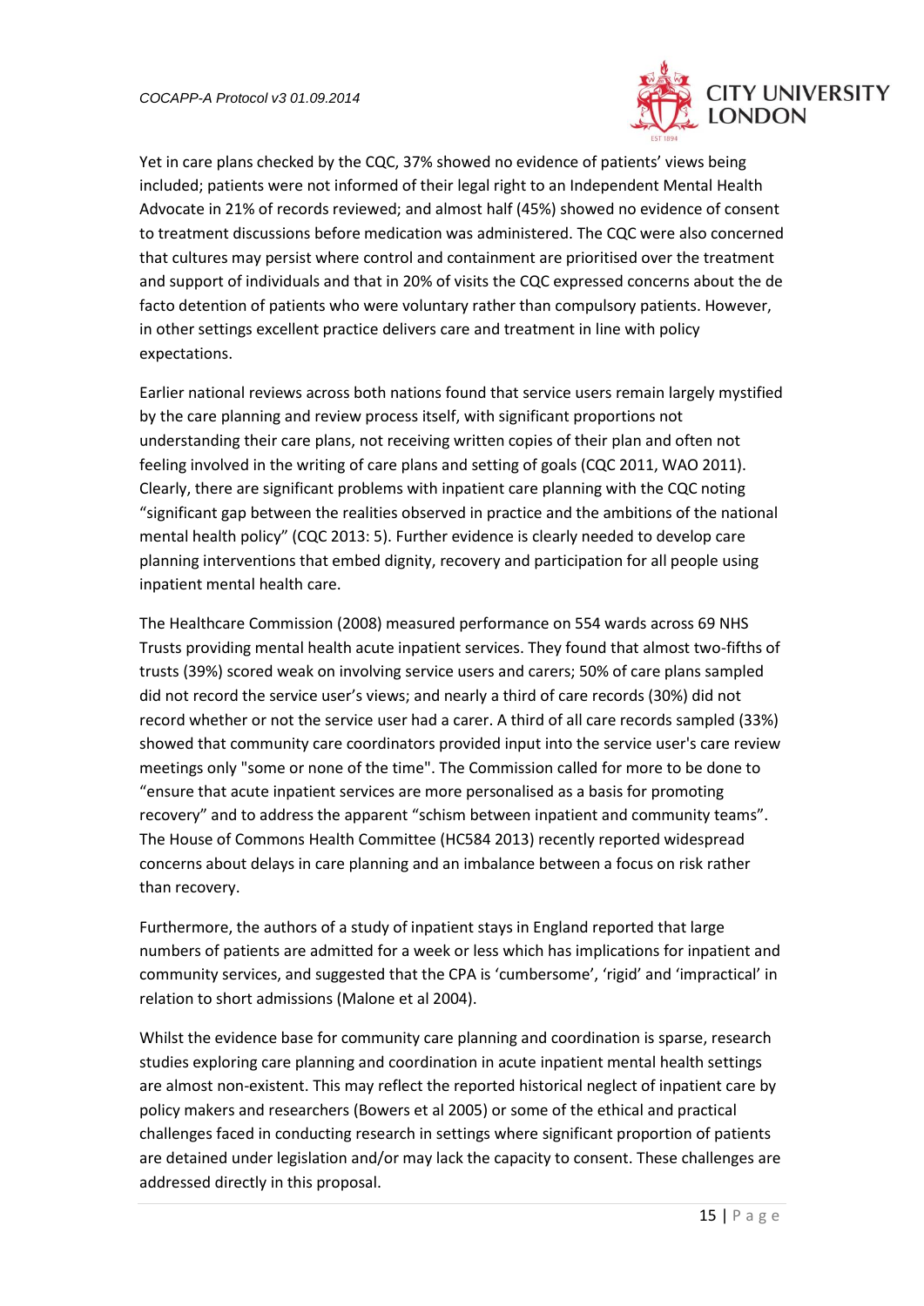Yet in care plans checked by the CQC, 37% showed no evidence of patients' views being included; patients were not informed of their legal right to an Independent Mental Health Advocate in 21% of records reviewed; and almost half (45%) showed no evidence of consent to treatment discussions before medication was administered. The CQC were also concerned that cultures may persist where control and containment are prioritised over the treatment and support of individuals and that in 20% of visits the CQC expressed concerns about the de facto detention of patients who were voluntary rather than compulsory patients. However, in other settings excellent practice delivers care and treatment in line with policy expectations.

Earlier national reviews across both nations found that service users remain largely mystified by the care planning and review process itself, with significant proportions not understanding their care plans, not receiving written copies of their plan and often not feeling involved in the writing of care plans and setting of goals (CQC 2011, WAO 2011). Clearly, there are significant problems with inpatient care planning with the CQC noting "significant gap between the realities observed in practice and the ambitions of the national mental health policy" (CQC 2013: 5). Further evidence is clearly needed to develop care planning interventions that embed dignity, recovery and participation for all people using inpatient mental health care.

The Healthcare Commission (2008) measured performance on 554 wards across 69 NHS Trusts providing mental health acute inpatient services. They found that almost two-fifths of trusts (39%) scored weak on involving service users and carers; 50% of care plans sampled did not record the service user's views; and nearly a third of care records (30%) did not record whether or not the service user had a carer. A third of all care records sampled (33%) showed that community care coordinators provided input into the service user's care review meetings only "some or none of the time". The Commission called for more to be done to "ensure that acute inpatient services are more personalised as a basis for promoting recovery" and to address the apparent "schism between inpatient and community teams". The House of Commons Health Committee (HC584 2013) recently reported widespread concerns about delays in care planning and an imbalance between a focus on risk rather than recovery.

Furthermore, the authors of a study of inpatient stays in England reported that large numbers of patients are admitted for a week or less which has implications for inpatient and community services, and suggested that the CPA is 'cumbersome', 'rigid' and 'impractical' in relation to short admissions (Malone et al 2004).

Whilst the evidence base for community care planning and coordination is sparse, research studies exploring care planning and coordination in acute inpatient mental health settings are almost non-existent. This may reflect the reported historical neglect of inpatient care by policy makers and researchers (Bowers et al 2005) or some of the ethical and practical challenges faced in conducting research in settings where significant proportion of patients are detained under legislation and/or may lack the capacity to consent. These challenges are addressed directly in this proposal.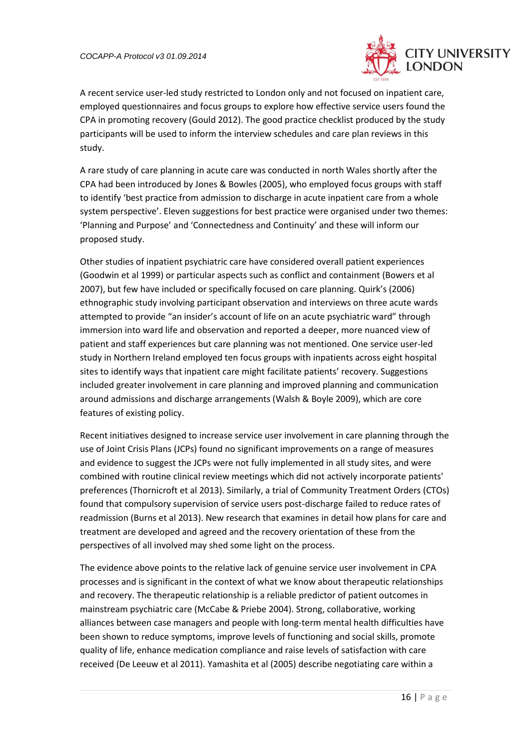A recent service user-led study restricted to London only and not focused on inpatient care, employed questionnaires and focus groups to explore how effective service users found the CPA in promoting recovery (Gould 2012). The good practice checklist produced by the study participants will be used to inform the interview schedules and care plan reviews in this study.

A rare study of care planning in acute care was conducted in north Wales shortly after the CPA had been introduced by Jones & Bowles (2005), who employed focus groups with staff to identify 'best practice from admission to discharge in acute inpatient care from a whole system perspective'. Eleven suggestions for best practice were organised under two themes: 'Planning and Purpose' and 'Connectedness and Continuity' and these will inform our proposed study.

Other studies of inpatient psychiatric care have considered overall patient experiences (Goodwin et al 1999) or particular aspects such as conflict and containment (Bowers et al 2007), but few have included or specifically focused on care planning. Quirk's (2006) ethnographic study involving participant observation and interviews on three acute wards attempted to provide "an insider's account of life on an acute psychiatric ward" through immersion into ward life and observation and reported a deeper, more nuanced view of patient and staff experiences but care planning was not mentioned. One service user-led study in Northern Ireland employed ten focus groups with inpatients across eight hospital sites to identify ways that inpatient care might facilitate patients' recovery. Suggestions included greater involvement in care planning and improved planning and communication around admissions and discharge arrangements (Walsh & Boyle 2009), which are core features of existing policy.

Recent initiatives designed to increase service user involvement in care planning through the use of Joint Crisis Plans (JCPs) found no significant improvements on a range of measures and evidence to suggest the JCPs were not fully implemented in all study sites, and were combined with routine clinical review meetings which did not actively incorporate patients' preferences (Thornicroft et al 2013). Similarly, a trial of Community Treatment Orders (CTOs) found that compulsory supervision of service users post-discharge failed to reduce rates of readmission (Burns et al 2013). New research that examines in detail how plans for care and treatment are developed and agreed and the recovery orientation of these from the perspectives of all involved may shed some light on the process.

The evidence above points to the relative lack of genuine service user involvement in CPA processes and is significant in the context of what we know about therapeutic relationships and recovery. The therapeutic relationship is a reliable predictor of patient outcomes in mainstream psychiatric care (McCabe & Priebe 2004). Strong, collaborative, working alliances between case managers and people with long-term mental health difficulties have been shown to reduce symptoms, improve levels of functioning and social skills, promote quality of life, enhance medication compliance and raise levels of satisfaction with care received (De Leeuw et al 2011). Yamashita et al (2005) describe negotiating care within a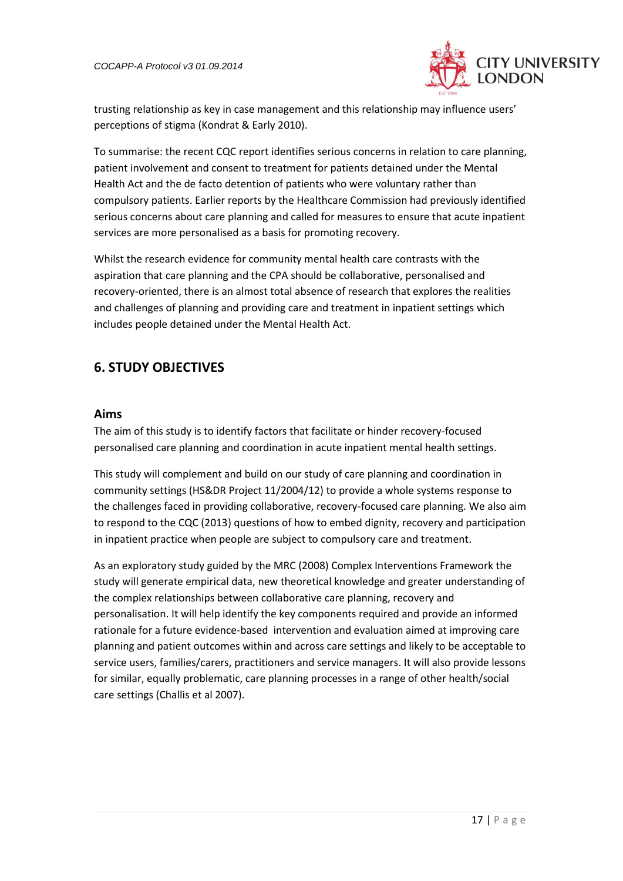trusting relationship as key in case management and this relationship may influence users' perceptions of stigma (Kondrat & Early 2010).

To summarise: the recent CQC report identifies serious concerns in relation to care planning, patient involvement and consent to treatment for patients detained under the Mental Health Act and the de facto detention of patients who were voluntary rather than compulsory patients. Earlier reports by the Healthcare Commission had previously identified serious concerns about care planning and called for measures to ensure that acute inpatient services are more personalised as a basis for promoting recovery.

Whilst the research evidence for community mental health care contrasts with the aspiration that care planning and the CPA should be collaborative, personalised and recovery-oriented, there is an almost total absence of research that explores the realities and challenges of planning and providing care and treatment in inpatient settings which includes people detained under the Mental Health Act.

## 6. STUDY OBJECTIVES

### Aims

The aim of this study is to identify factors that facilitate or hinder recovery-focused personalised care planning and coordination in acute inpatient mental health settings.

This study will complement and build on our study of care planning and coordination in community settings (HS&DR Project 11/2004/12) to provide a whole systems response to the challenges faced in providing collaborative, recovery-focused care planning. We also aim to respond to the CQC (2013) questions of how to embed dignity, recovery and participation in inpatient practice when people are subject to compulsory care and treatment.

As an exploratory study guided by the MRC (2008) Complex Interventions Framework the study will generate empirical data, new theoretical knowledge and greater understanding of the complex relationships between collaborative care planning, recovery and personalisation. It will help identify the key components required and provide an informed rationale for a future evidence-based intervention and evaluation aimed at improving care planning and patient outcomes within and across care settings and likely to be acceptable to service users, families/carers, practitioners and service managers. It will also provide lessons for similar, equally problematic, care planning processes in a range of other health/social care settings (Challis et al 2007).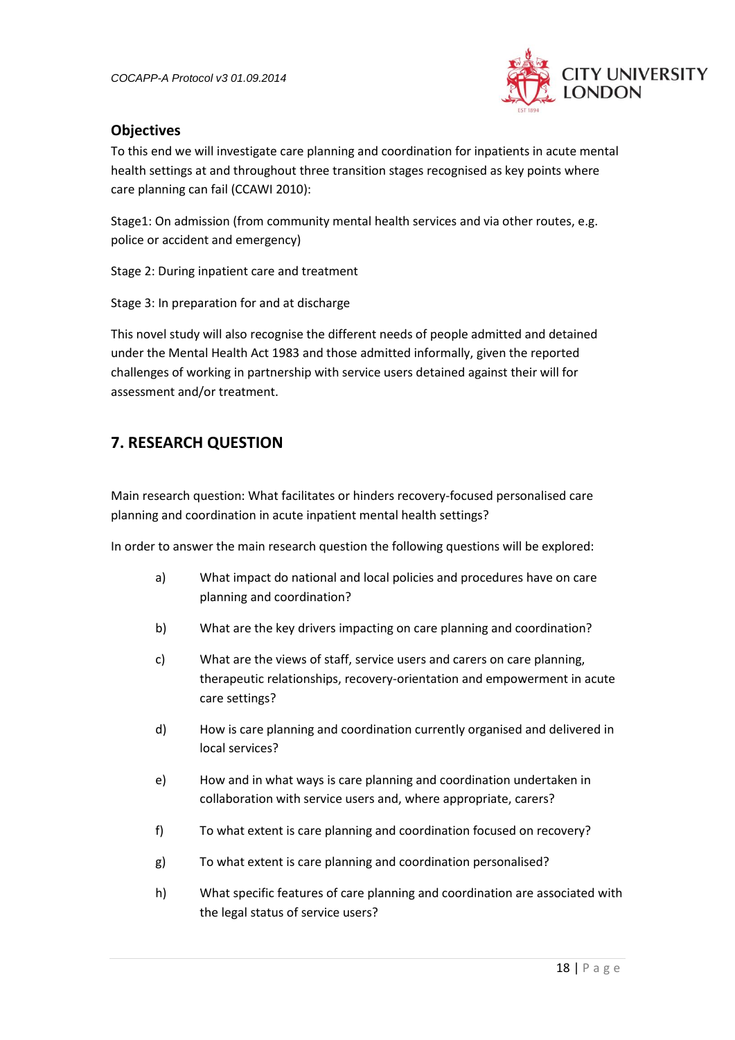## Objectives

To this end we will investigate care planning and coordination for inpatients in acute mental health settings at and throughout three transition stages recognised as key points where care planning can fail (CCAWI 2010):

Stage1: On admission (from community mental health services and via other routes, e.g. police or accident and emergency)

Stage 2: During inpatient care and treatment

Stage 3: In preparation for and at discharge

This novel study will also recognise the different needs of people admitted and detained under the Mental Health Act 1983 and those admitted informally, given the reported challenges of working in partnership with service users detained against their will for assessment and/or treatment.

## 7. RESEARCH QUESTION

Main research question: What facilitates or hinders recovery-focused personalised care planning and coordination in acute inpatient mental health settings?

In order to answer the main research question the following questions will be explored:

a) What impact do national and local policies and procedures have on care planning and coordination?

b) What are the key drivers impacting on care planning and coordination?

c) What are the views of staff, service users and carers on care planning, therapeutic relationships, recovery-orientation and empowerment in acute care settings?

d) How is care planning and coordination currently organised and delivered in local services?

e) How and in what ways is care planning and coordination undertaken in collaboration with service users and, where appropriate, carers?

f) To what extent is care planning and coordination focused on recovery?

g) To what extent is care planning and coordination personalised?

h) What specific features of care planning and coordination are associated with the legal status of service users?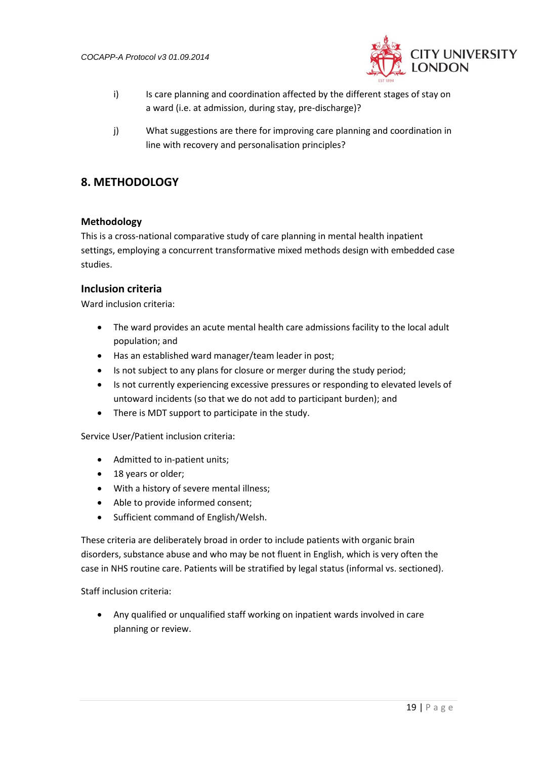i) Is care planning and coordination affected by the different stages of stay on a ward (i.e. at admission, during stay, pre-discharge)?

j) What suggestions are there for improving care planning and coordination in line with recovery and personalisation principles?

## 8. METHODOLOGY

### Methodology

This is a cross-national comparative study of care planning in mental health inpatient settings, employing a concurrent transformative mixed methods design with embedded case studies.

### Inclusion criteria

Ward inclusion criteria:

- The ward provides an acute mental health care admissions facility to the local adult population; and
- Has an established ward manager/team leader in post;
- Is not subject to any plans for closure or merger during the study period;
- Is not currently experiencing excessive pressures or responding to elevated levels of untoward incidents (so that we do not add to participant burden); and
- There is MDT support to participate in the study.

Service User/Patient inclusion criteria:

- Admitted to in-patient units;
- 18 years or older;
- With a history of severe mental illness;
- Able to provide informed consent;
- Sufficient command of English/Welsh.

These criteria are deliberately broad in order to include patients with organic brain disorders, substance abuse and who may be not fluent in English, which is very often the case in NHS routine care. Patients will be stratified by legal status (informal vs. sectioned).

Staff inclusion criteria:

- Any qualified or unqualified staff working on inpatient wards involved in care planning or review.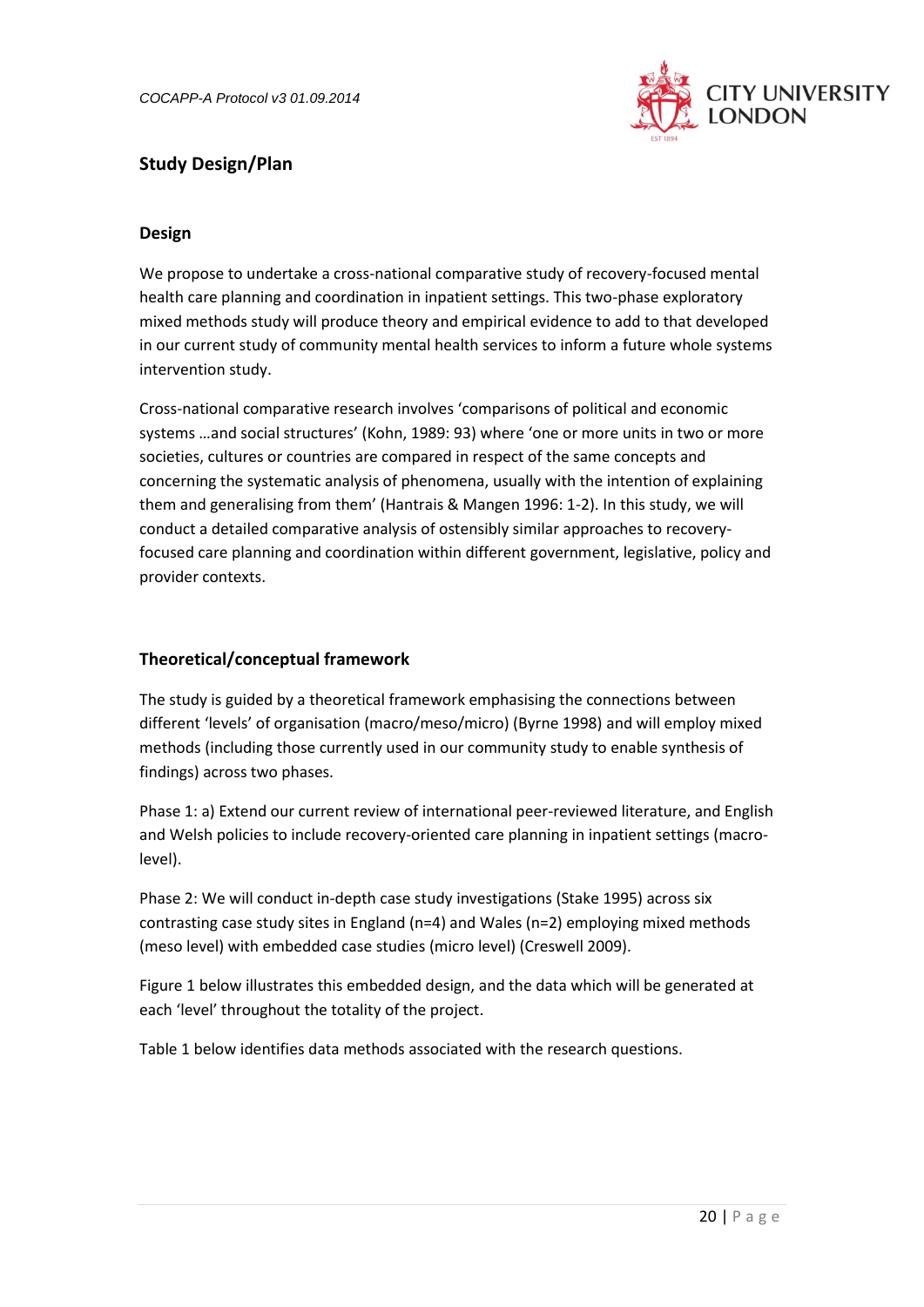## Study Design/Plan

### Design

We propose to undertake a cross-national comparative study of recovery-focused mental health care planning and coordination in inpatient settings. This two-phase exploratory mixed methods study will produce theory and empirical evidence to add to that developed in our current study of community mental health services to inform a future whole systems intervention study.

Cross-national comparative research involves 'comparisons of political and economic systems …and social structures' (Kohn, 1989: 93) where 'one or more units in two or more societies, cultures or countries are compared in respect of the same concepts and concerning the systematic analysis of phenomena, usually with the intention of explaining them and generalising from them' (Hantrais & Mangen 1996: 1-2). In this study, we will conduct a detailed comparative analysis of ostensibly similar approaches to recovery-focused care planning and coordination within different government, legislative, policy and provider contexts.

### Theoretical/conceptual framework

The study is guided by a theoretical framework emphasising the connections between different 'levels' of organisation (macro/meso/micro) (Byrne 1998) and will employ mixed methods (including those currently used in our community study to enable synthesis of findings) across two phases.

Phase 1: a) Extend our current review of international peer-reviewed literature, and English and Welsh policies to include recovery-oriented care planning in inpatient settings (macro-level).

Phase 2: We will conduct in-depth case study investigations (Stake 1995) across six contrasting case study sites in England (n=4) and Wales (n=2) employing mixed methods (meso level) with embedded case studies (micro level) (Creswell 2009).

Figure 1 below illustrates this embedded design, and the data which will be generated at each 'level' throughout the totality of the project.

Table 1 below identifies data methods associated with the research questions.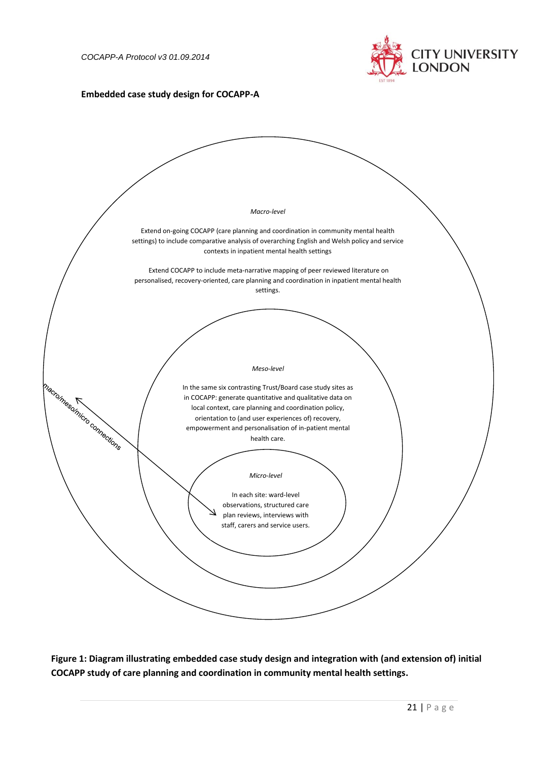**Embedded case study design for COCAPP-A**

*Macro-level*

Extend on-going COCAPP (care planning and coordination in community mental health settings) to include comparative analysis of overarching English and Welsh policy and service contexts in inpatient mental health settings

Extend COCAPP to include meta-narrative mapping of peer reviewed literature on personalised, recovery-oriented, care planning and coordination in inpatient mental health settings.

*Meso-level*

In the same six contrasting Trust/Board case study sites as in COCAPP: generate quantitative and qualitative data on local context, care planning and coordination policy, orientation to (and user experiences of) recovery, empowerment and personalisation of in-patient mental health care.

*Micro-level*

In each site: ward-level observations, structured care plan reviews, interviews with staff, carers and service users.

macro/meso/micro connections

**Figure 1: Diagram illustrating embedded case study design and integration with (and extension of) initial COCAPP study of care planning and coordination in community mental health settings.**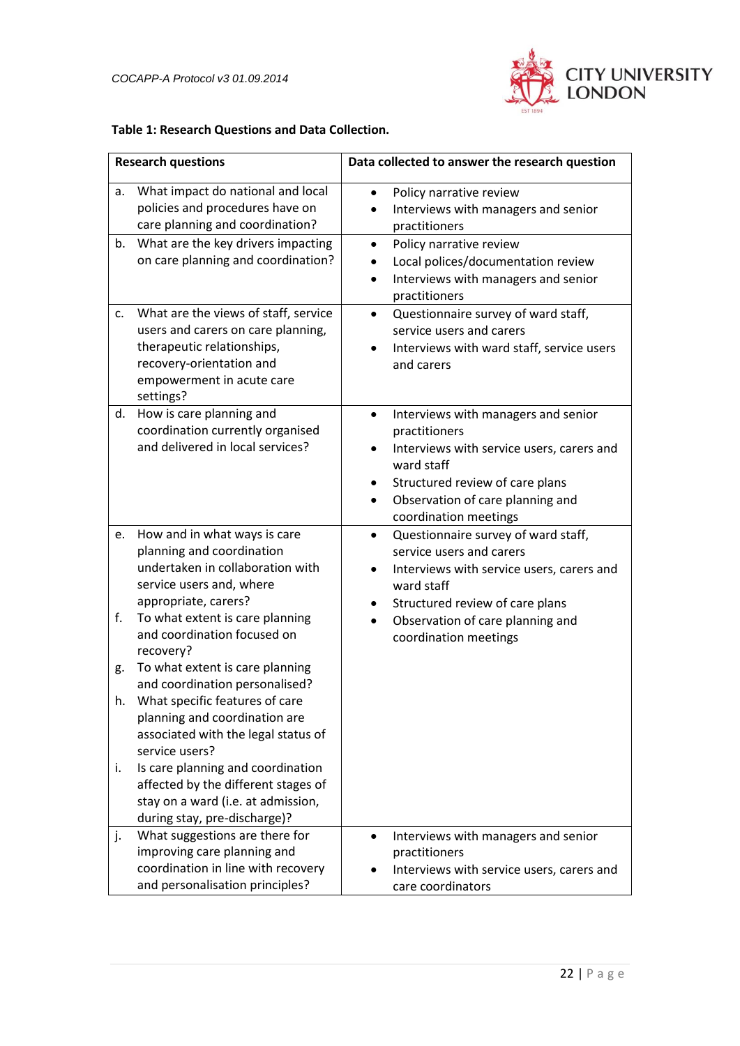**Table 1: Research Questions and Data Collection.**

| Research questions | Data collected to answer the research question |
|---|---|
| a. What impact do national and local policies and procedures have on care planning and coordination? | • Policy narrative review<br>• Interviews with managers and senior practitioners |
| b. What are the key drivers impacting on care planning and coordination? | • Policy narrative review<br>• Local polices/documentation review<br>• Interviews with managers and senior practitioners |
| c. What are the views of staff, service users and carers on care planning, therapeutic relationships, recovery-orientation and empowerment in acute care settings? | • Questionnaire survey of ward staff, service users and carers<br>• Interviews with ward staff, service users and carers |
| d. How is care planning and coordination currently organised and delivered in local services? | • Interviews with managers and senior practitioners<br>• Interviews with service users, carers and ward staff<br>• Structured review of care plans<br>• Observation of care planning and coordination meetings |
| e. How and in what ways is care planning and coordination undertaken in collaboration with service users and, where appropriate, carers?<br>f. To what extent is care planning and coordination focused on recovery?<br>g. To what extent is care planning and coordination personalised?<br>h. What specific features of care planning and coordination are associated with the legal status of service users?<br>i. Is care planning and coordination affected by the different stages of stay on a ward (i.e. at admission, during stay, pre-discharge)? | • Questionnaire survey of ward staff, service users and carers<br>• Interviews with service users, carers and ward staff<br>• Structured review of care plans<br>• Observation of care planning and coordination meetings |
| j. What suggestions are there for improving care planning and coordination in line with recovery and personalisation principles? | • Interviews with managers and senior practitioners<br>• Interviews with service users, carers and care coordinators |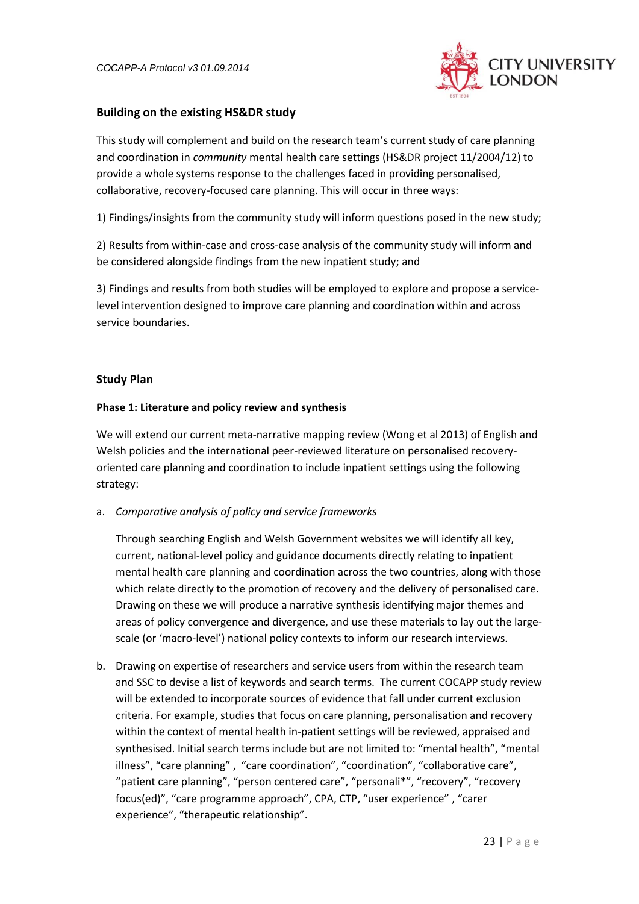### Building on the existing HS&DR study

This study will complement and build on the research team's current study of care planning and coordination in *community* mental health care settings (HS&DR project 11/2004/12) to provide a whole systems response to the challenges faced in providing personalised, collaborative, recovery-focused care planning. This will occur in three ways:

1) Findings/insights from the community study will inform questions posed in the new study;

2) Results from within-case and cross-case analysis of the community study will inform and be considered alongside findings from the new inpatient study; and

3) Findings and results from both studies will be employed to explore and propose a service-level intervention designed to improve care planning and coordination within and across service boundaries.

### Study Plan

#### Phase 1: Literature and policy review and synthesis

We will extend our current meta-narrative mapping review (Wong et al 2013) of English and Welsh policies and the international peer-reviewed literature on personalised recovery-oriented care planning and coordination to include inpatient settings using the following strategy:

a. *Comparative analysis of policy and service frameworks*

   Through searching English and Welsh Government websites we will identify all key, current, national-level policy and guidance documents directly relating to inpatient mental health care planning and coordination across the two countries, along with those which relate directly to the promotion of recovery and the delivery of personalised care. Drawing on these we will produce a narrative synthesis identifying major themes and areas of policy convergence and divergence, and use these materials to lay out the large-scale (or 'macro-level') national policy contexts to inform our research interviews.

b. Drawing on expertise of researchers and service users from within the research team and SSC to devise a list of keywords and search terms. The current COCAPP study review will be extended to incorporate sources of evidence that fall under current exclusion criteria. For example, studies that focus on care planning, personalisation and recovery within the context of mental health in-patient settings will be reviewed, appraised and synthesised. Initial search terms include but are not limited to: "mental health", "mental illness", "care planning" , "care coordination", "coordination", "collaborative care", "patient care planning", "person centered care", "personali*", "recovery", "recovery focus(ed)", "care programme approach", CPA, CTP, "user experience" , "carer experience", "therapeutic relationship".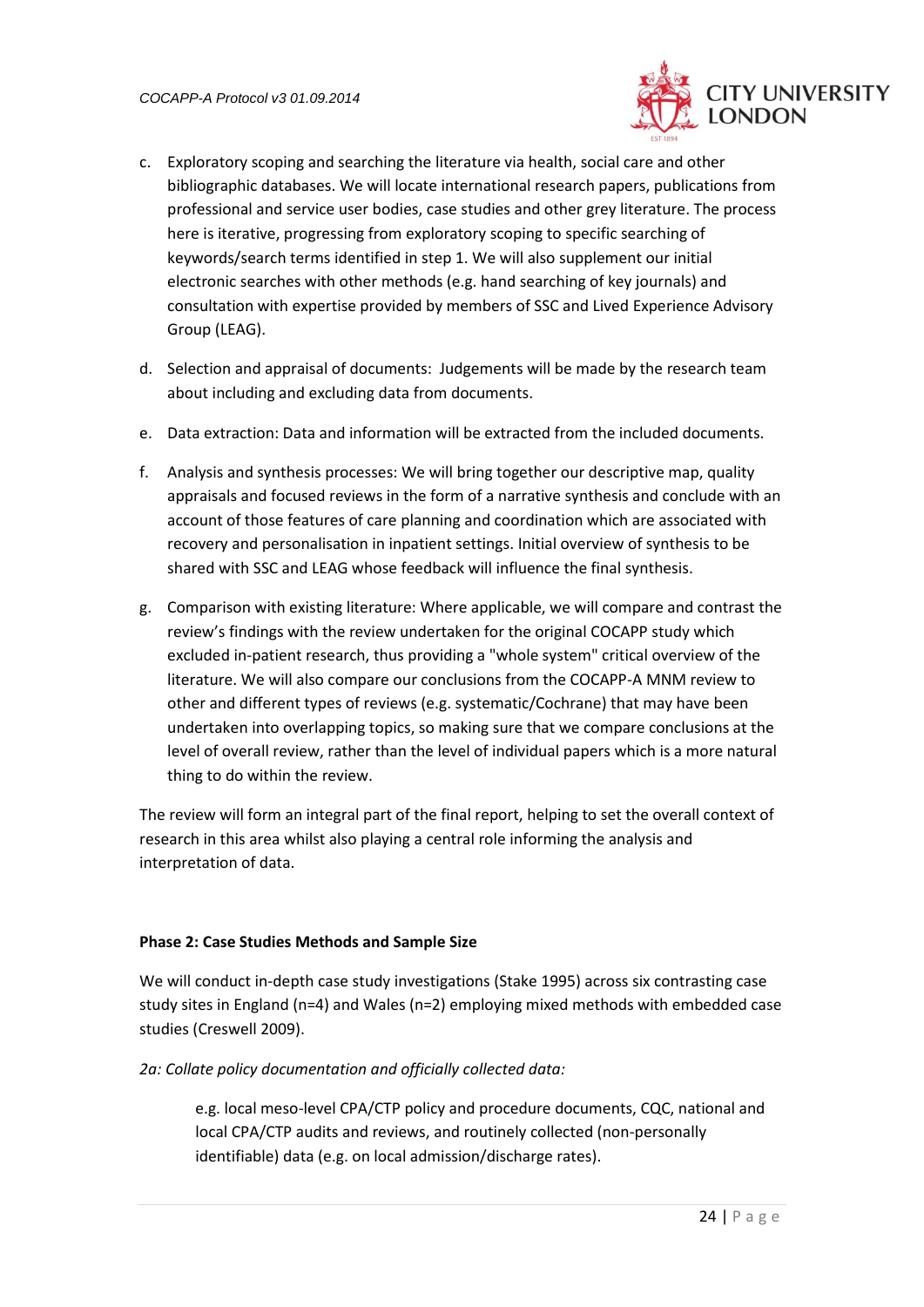c. Exploratory scoping and searching the literature via health, social care and other bibliographic databases. We will locate international research papers, publications from professional and service user bodies, case studies and other grey literature. The process here is iterative, progressing from exploratory scoping to specific searching of keywords/search terms identified in step 1. We will also supplement our initial electronic searches with other methods (e.g. hand searching of key journals) and consultation with expertise provided by members of SSC and Lived Experience Advisory Group (LEAG).

d. Selection and appraisal of documents: Judgements will be made by the research team about including and excluding data from documents.

e. Data extraction: Data and information will be extracted from the included documents.

f. Analysis and synthesis processes: We will bring together our descriptive map, quality appraisals and focused reviews in the form of a narrative synthesis and conclude with an account of those features of care planning and coordination which are associated with recovery and personalisation in inpatient settings. Initial overview of synthesis to be shared with SSC and LEAG whose feedback will influence the final synthesis.

g. Comparison with existing literature: Where applicable, we will compare and contrast the review's findings with the review undertaken for the original COCAPP study which excluded in-patient research, thus providing a "whole system" critical overview of the literature. We will also compare our conclusions from the COCAPP-A MNM review to other and different types of reviews (e.g. systematic/Cochrane) that may have been undertaken into overlapping topics, so making sure that we compare conclusions at the level of overall review, rather than the level of individual papers which is a more natural thing to do within the review.

The review will form an integral part of the final report, helping to set the overall context of research in this area whilst also playing a central role informing the analysis and interpretation of data.

**Phase 2: Case Studies Methods and Sample Size**

We will conduct in-depth case study investigations (Stake 1995) across six contrasting case study sites in England (n=4) and Wales (n=2) employing mixed methods with embedded case studies (Creswell 2009).

*2a: Collate policy documentation and officially collected data:*

> e.g. local meso-level CPA/CTP policy and procedure documents, CQC, national and local CPA/CTP audits and reviews, and routinely collected (non-personally identifiable) data (e.g. on local admission/discharge rates).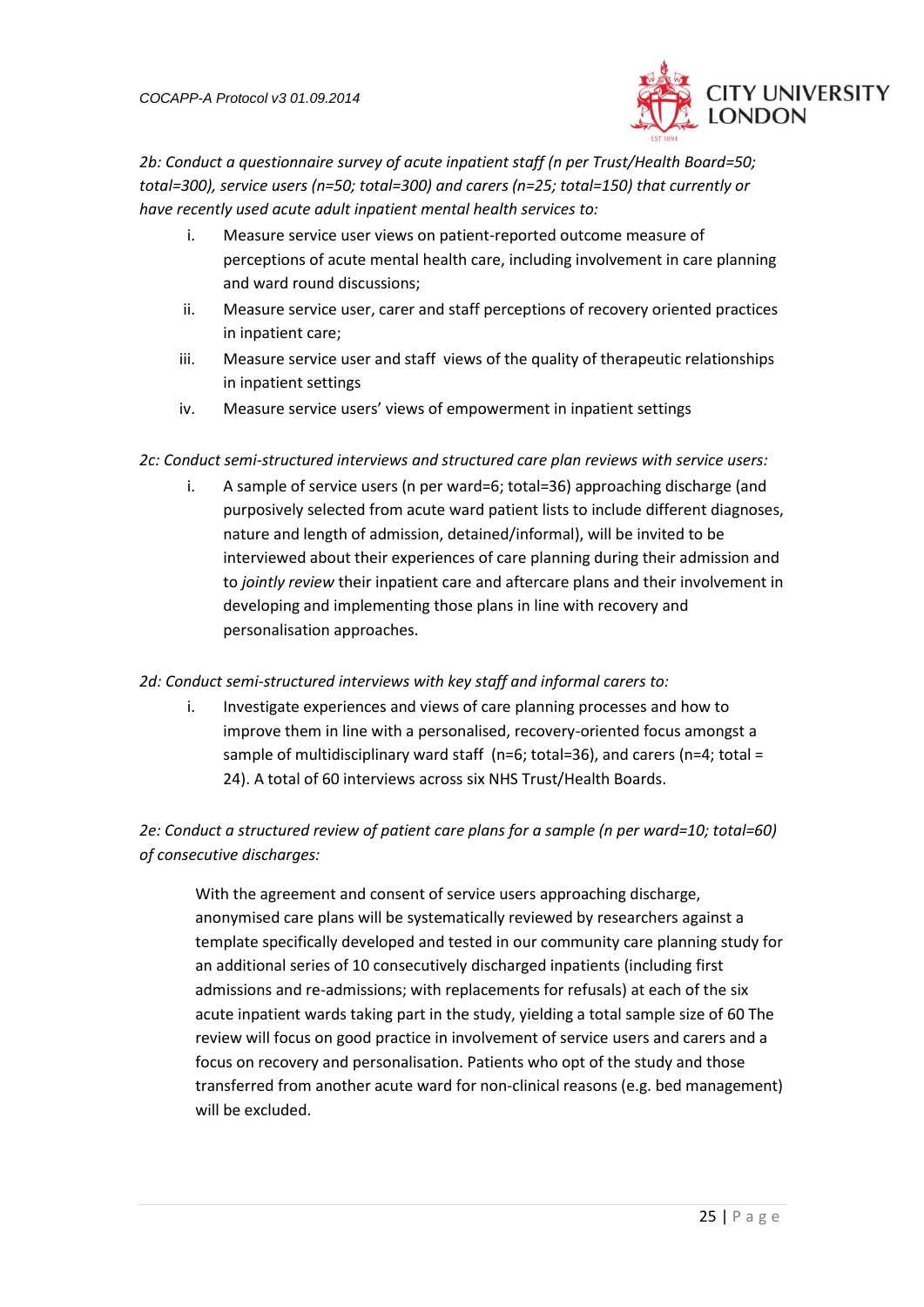*2b: Conduct a questionnaire survey of acute inpatient staff (n per Trust/Health Board=50; total=300), service users (n=50; total=300) and carers (n=25; total=150) that currently or have recently used acute adult inpatient mental health services to:*

i. Measure service user views on patient-reported outcome measure of perceptions of acute mental health care, including involvement in care planning and ward round discussions;
ii. Measure service user, carer and staff perceptions of recovery oriented practices in inpatient care;
iii. Measure service user and staff views of the quality of therapeutic relationships in inpatient settings
iv. Measure service users' views of empowerment in inpatient settings

*2c: Conduct semi-structured interviews and structured care plan reviews with service users:*

i. A sample of service users (n per ward=6; total=36) approaching discharge (and purposively selected from acute ward patient lists to include different diagnoses, nature and length of admission, detained/informal), will be invited to be interviewed about their experiences of care planning during their admission and to *jointly review* their inpatient care and aftercare plans and their involvement in developing and implementing those plans in line with recovery and personalisation approaches.

*2d: Conduct semi-structured interviews with key staff and informal carers to:*

i. Investigate experiences and views of care planning processes and how to improve them in line with a personalised, recovery-oriented focus amongst a sample of multidisciplinary ward staff (n=6; total=36), and carers (n=4; total = 24). A total of 60 interviews across six NHS Trust/Health Boards.

*2e: Conduct a structured review of patient care plans for a sample (n per ward=10; total=60) of consecutive discharges:*

With the agreement and consent of service users approaching discharge, anonymised care plans will be systematically reviewed by researchers against a template specifically developed and tested in our community care planning study for an additional series of 10 consecutively discharged inpatients (including first admissions and re-admissions; with replacements for refusals) at each of the six acute inpatient wards taking part in the study, yielding a total sample size of 60 The review will focus on good practice in involvement of service users and carers and a focus on recovery and personalisation. Patients who opt of the study and those transferred from another acute ward for non-clinical reasons (e.g. bed management) will be excluded.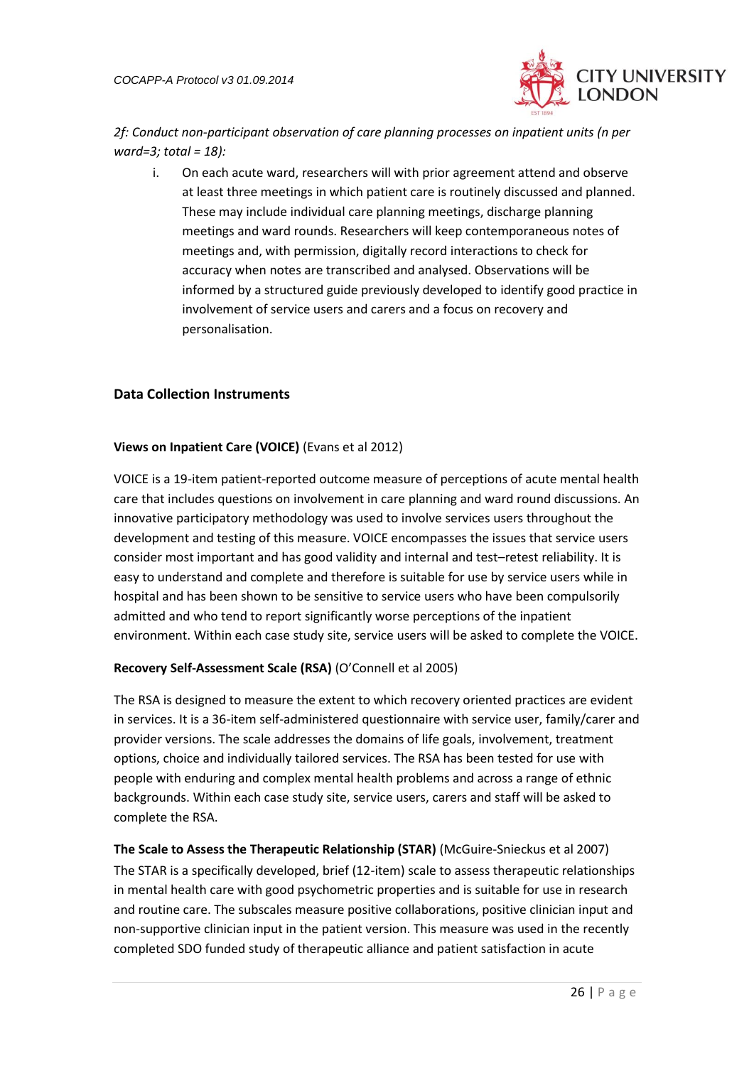*2f: Conduct non-participant observation of care planning processes on inpatient units (n per ward=3; total = 18):*

i. On each acute ward, researchers will with prior agreement attend and observe at least three meetings in which patient care is routinely discussed and planned. These may include individual care planning meetings, discharge planning meetings and ward rounds. Researchers will keep contemporaneous notes of meetings and, with permission, digitally record interactions to check for accuracy when notes are transcribed and analysed. Observations will be informed by a structured guide previously developed to identify good practice in involvement of service users and carers and a focus on recovery and personalisation.

## Data Collection Instruments

**Views on Inpatient Care (VOICE)** (Evans et al 2012)

VOICE is a 19-item patient-reported outcome measure of perceptions of acute mental health care that includes questions on involvement in care planning and ward round discussions. An innovative participatory methodology was used to involve services users throughout the development and testing of this measure. VOICE encompasses the issues that service users consider most important and has good validity and internal and test–retest reliability. It is easy to understand and complete and therefore is suitable for use by service users while in hospital and has been shown to be sensitive to service users who have been compulsorily admitted and who tend to report significantly worse perceptions of the inpatient environment. Within each case study site, service users will be asked to complete the VOICE.

**Recovery Self-Assessment Scale (RSA)** (O'Connell et al 2005)

The RSA is designed to measure the extent to which recovery oriented practices are evident in services. It is a 36-item self-administered questionnaire with service user, family/carer and provider versions. The scale addresses the domains of life goals, involvement, treatment options, choice and individually tailored services. The RSA has been tested for use with people with enduring and complex mental health problems and across a range of ethnic backgrounds. Within each case study site, service users, carers and staff will be asked to complete the RSA.

**The Scale to Assess the Therapeutic Relationship (STAR)** (McGuire-Snieckus et al 2007)

The STAR is a specifically developed, brief (12-item) scale to assess therapeutic relationships in mental health care with good psychometric properties and is suitable for use in research and routine care. The subscales measure positive collaborations, positive clinician input and non-supportive clinician input in the patient version. This measure was used in the recently completed SDO funded study of therapeutic alliance and patient satisfaction in acute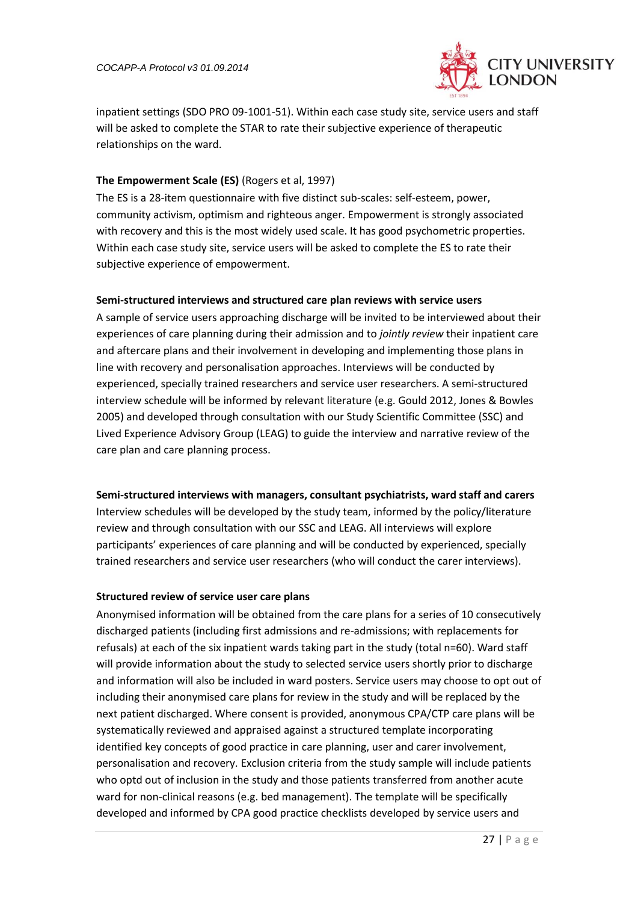inpatient settings (SDO PRO 09-1001-51). Within each case study site, service users and staff will be asked to complete the STAR to rate their subjective experience of therapeutic relationships on the ward.

**The Empowerment Scale (ES)** (Rogers et al, 1997)

The ES is a 28-item questionnaire with five distinct sub-scales: self-esteem, power, community activism, optimism and righteous anger. Empowerment is strongly associated with recovery and this is the most widely used scale. It has good psychometric properties. Within each case study site, service users will be asked to complete the ES to rate their subjective experience of empowerment.

**Semi-structured interviews and structured care plan reviews with service users**

A sample of service users approaching discharge will be invited to be interviewed about their experiences of care planning during their admission and to *jointly review* their inpatient care and aftercare plans and their involvement in developing and implementing those plans in line with recovery and personalisation approaches. Interviews will be conducted by experienced, specially trained researchers and service user researchers. A semi-structured interview schedule will be informed by relevant literature (e.g. Gould 2012, Jones & Bowles 2005) and developed through consultation with our Study Scientific Committee (SSC) and Lived Experience Advisory Group (LEAG) to guide the interview and narrative review of the care plan and care planning process.

**Semi-structured interviews with managers, consultant psychiatrists, ward staff and carers**

Interview schedules will be developed by the study team, informed by the policy/literature review and through consultation with our SSC and LEAG. All interviews will explore participants' experiences of care planning and will be conducted by experienced, specially trained researchers and service user researchers (who will conduct the carer interviews).

**Structured review of service user care plans**

Anonymised information will be obtained from the care plans for a series of 10 consecutively discharged patients (including first admissions and re-admissions; with replacements for refusals) at each of the six inpatient wards taking part in the study (total n=60). Ward staff will provide information about the study to selected service users shortly prior to discharge and information will also be included in ward posters. Service users may choose to opt out of including their anonymised care plans for review in the study and will be replaced by the next patient discharged. Where consent is provided, anonymous CPA/CTP care plans will be systematically reviewed and appraised against a structured template incorporating identified key concepts of good practice in care planning, user and carer involvement, personalisation and recovery. Exclusion criteria from the study sample will include patients who optd out of inclusion in the study and those patients transferred from another acute ward for non-clinical reasons (e.g. bed management). The template will be specifically developed and informed by CPA good practice checklists developed by service users and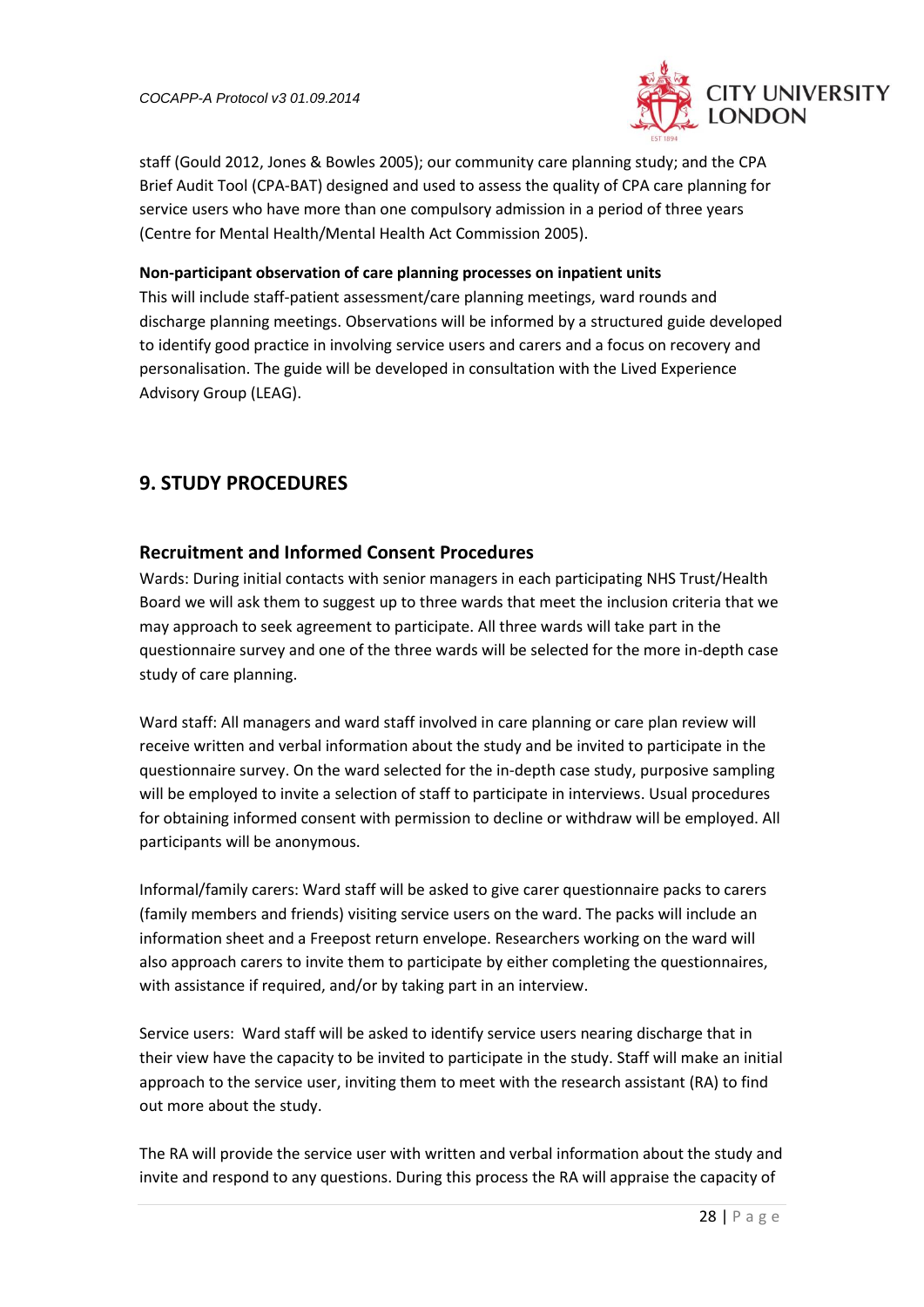staff (Gould 2012, Jones & Bowles 2005); our community care planning study; and the CPA Brief Audit Tool (CPA-BAT) designed and used to assess the quality of CPA care planning for service users who have more than one compulsory admission in a period of three years (Centre for Mental Health/Mental Health Act Commission 2005).

**Non-participant observation of care planning processes on inpatient units**
This will include staff-patient assessment/care planning meetings, ward rounds and discharge planning meetings. Observations will be informed by a structured guide developed to identify good practice in involving service users and carers and a focus on recovery and personalisation. The guide will be developed in consultation with the Lived Experience Advisory Group (LEAG).

## 9. STUDY PROCEDURES

### Recruitment and Informed Consent Procedures

Wards: During initial contacts with senior managers in each participating NHS Trust/Health Board we will ask them to suggest up to three wards that meet the inclusion criteria that we may approach to seek agreement to participate. All three wards will take part in the questionnaire survey and one of the three wards will be selected for the more in-depth case study of care planning.

Ward staff: All managers and ward staff involved in care planning or care plan review will receive written and verbal information about the study and be invited to participate in the questionnaire survey. On the ward selected for the in-depth case study, purposive sampling will be employed to invite a selection of staff to participate in interviews. Usual procedures for obtaining informed consent with permission to decline or withdraw will be employed. All participants will be anonymous.

Informal/family carers: Ward staff will be asked to give carer questionnaire packs to carers (family members and friends) visiting service users on the ward. The packs will include an information sheet and a Freepost return envelope. Researchers working on the ward will also approach carers to invite them to participate by either completing the questionnaires, with assistance if required, and/or by taking part in an interview.

Service users: Ward staff will be asked to identify service users nearing discharge that in their view have the capacity to be invited to participate in the study. Staff will make an initial approach to the service user, inviting them to meet with the research assistant (RA) to find out more about the study.

The RA will provide the service user with written and verbal information about the study and invite and respond to any questions. During this process the RA will appraise the capacity of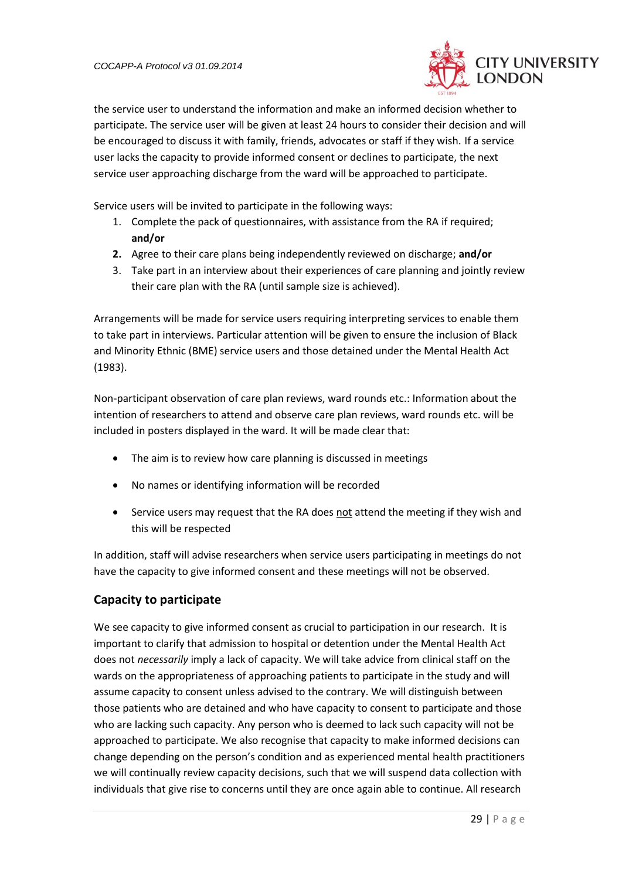the service user to understand the information and make an informed decision whether to participate. The service user will be given at least 24 hours to consider their decision and will be encouraged to discuss it with family, friends, advocates or staff if they wish. If a service user lacks the capacity to provide informed consent or declines to participate, the next service user approaching discharge from the ward will be approached to participate.

Service users will be invited to participate in the following ways:

1. Complete the pack of questionnaires, with assistance from the RA if required; **and/or**
2. Agree to their care plans being independently reviewed on discharge; **and/or**
3. Take part in an interview about their experiences of care planning and jointly review their care plan with the RA (until sample size is achieved).

Arrangements will be made for service users requiring interpreting services to enable them to take part in interviews. Particular attention will be given to ensure the inclusion of Black and Minority Ethnic (BME) service users and those detained under the Mental Health Act (1983).

Non-participant observation of care plan reviews, ward rounds etc.: Information about the intention of researchers to attend and observe care plan reviews, ward rounds etc. will be included in posters displayed in the ward. It will be made clear that:

- The aim is to review how care planning is discussed in meetings
- No names or identifying information will be recorded
- Service users may request that the RA does <u>not</u> attend the meeting if they wish and this will be respected

In addition, staff will advise researchers when service users participating in meetings do not have the capacity to give informed consent and these meetings will not be observed.

## Capacity to participate

We see capacity to give informed consent as crucial to participation in our research. It is important to clarify that admission to hospital or detention under the Mental Health Act does not *necessarily* imply a lack of capacity. We will take advice from clinical staff on the wards on the appropriateness of approaching patients to participate in the study and will assume capacity to consent unless advised to the contrary. We will distinguish between those patients who are detained and who have capacity to consent to participate and those who are lacking such capacity. Any person who is deemed to lack such capacity will not be approached to participate. We also recognise that capacity to make informed decisions can change depending on the person's condition and as experienced mental health practitioners we will continually review capacity decisions, such that we will suspend data collection with individuals that give rise to concerns until they are once again able to continue. All research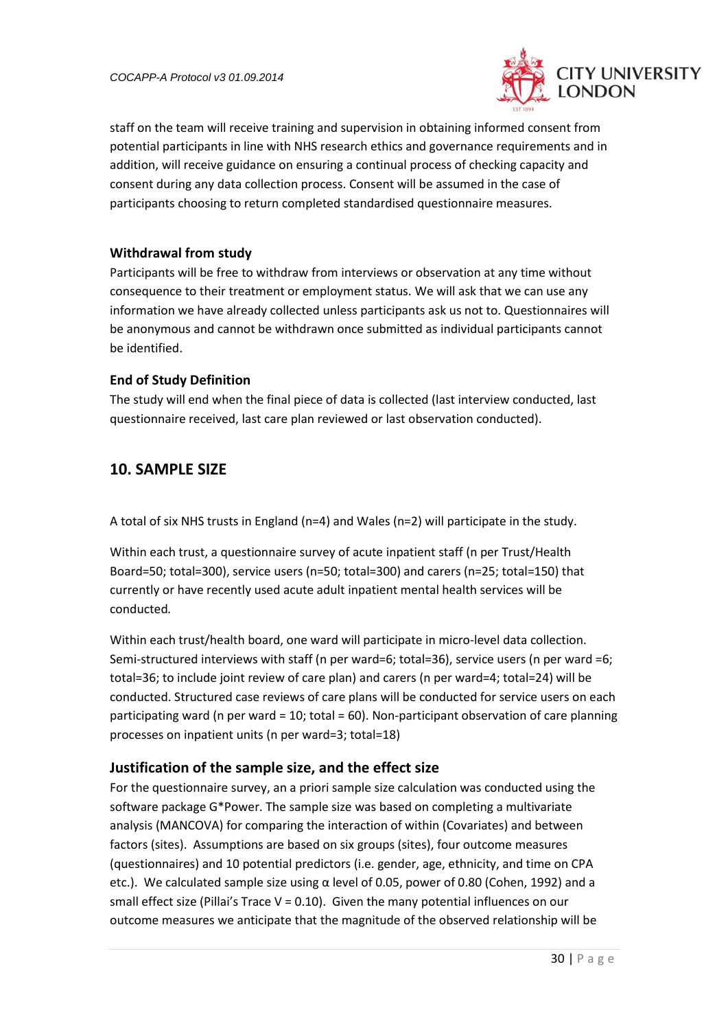staff on the team will receive training and supervision in obtaining informed consent from potential participants in line with NHS research ethics and governance requirements and in addition, will receive guidance on ensuring a continual process of checking capacity and consent during any data collection process. Consent will be assumed in the case of participants choosing to return completed standardised questionnaire measures.

### Withdrawal from study

Participants will be free to withdraw from interviews or observation at any time without consequence to their treatment or employment status. We will ask that we can use any information we have already collected unless participants ask us not to. Questionnaires will be anonymous and cannot be withdrawn once submitted as individual participants cannot be identified.

### End of Study Definition

The study will end when the final piece of data is collected (last interview conducted, last questionnaire received, last care plan reviewed or last observation conducted).

## 10. SAMPLE SIZE

A total of six NHS trusts in England (n=4) and Wales (n=2) will participate in the study.

Within each trust, a questionnaire survey of acute inpatient staff (n per Trust/Health Board=50; total=300), service users (n=50; total=300) and carers (n=25; total=150) that currently or have recently used acute adult inpatient mental health services will be conducted*.*

Within each trust/health board, one ward will participate in micro-level data collection. Semi-structured interviews with staff (n per ward=6; total=36), service users (n per ward =6; total=36; to include joint review of care plan) and carers (n per ward=4; total=24) will be conducted. Structured case reviews of care plans will be conducted for service users on each participating ward (n per ward = 10; total = 60). Non-participant observation of care planning processes on inpatient units (n per ward=3; total=18)

### Justification of the sample size, and the effect size

For the questionnaire survey, an a priori sample size calculation was conducted using the software package G*Power. The sample size was based on completing a multivariate analysis (MANCOVA) for comparing the interaction of within (Covariates) and between factors (sites). Assumptions are based on six groups (sites), four outcome measures (questionnaires) and 10 potential predictors (i.e. gender, age, ethnicity, and time on CPA etc.). We calculated sample size using $\alpha$ level of 0.05, power of 0.80 (Cohen, 1992) and a small effect size (Pillai's Trace $V = 0.10$). Given the many potential influences on our outcome measures we anticipate that the magnitude of the observed relationship will be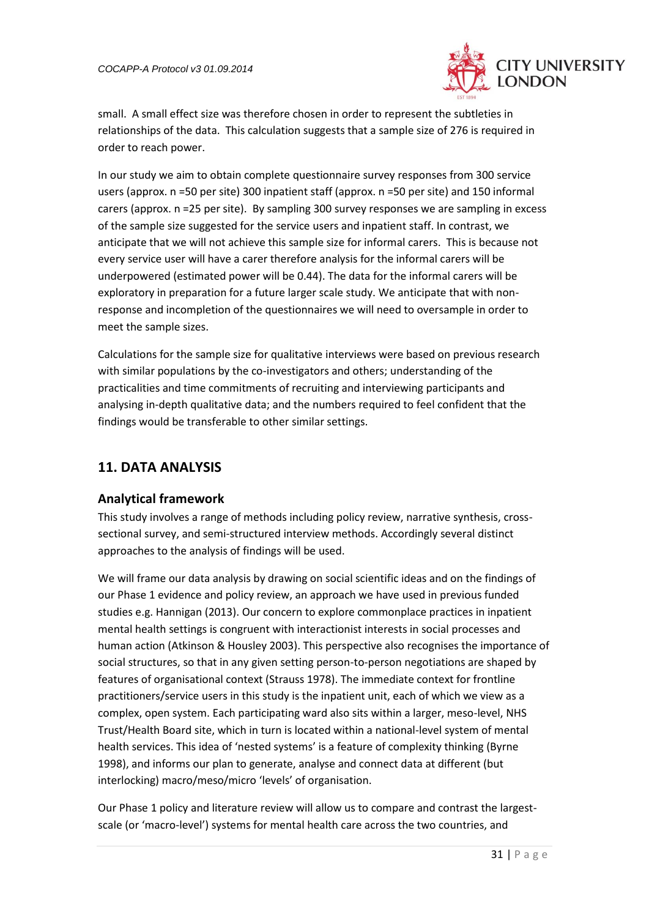small. A small effect size was therefore chosen in order to represent the subtleties in relationships of the data. This calculation suggests that a sample size of 276 is required in order to reach power.

In our study we aim to obtain complete questionnaire survey responses from 300 service users (approx. n =50 per site) 300 inpatient staff (approx. n =50 per site) and 150 informal carers (approx. n =25 per site). By sampling 300 survey responses we are sampling in excess of the sample size suggested for the service users and inpatient staff. In contrast, we anticipate that we will not achieve this sample size for informal carers. This is because not every service user will have a carer therefore analysis for the informal carers will be underpowered (estimated power will be 0.44). The data for the informal carers will be exploratory in preparation for a future larger scale study. We anticipate that with non-response and incompletion of the questionnaires we will need to oversample in order to meet the sample sizes.

Calculations for the sample size for qualitative interviews were based on previous research with similar populations by the co-investigators and others; understanding of the practicalities and time commitments of recruiting and interviewing participants and analysing in-depth qualitative data; and the numbers required to feel confident that the findings would be transferable to other similar settings.

## 11. DATA ANALYSIS

### Analytical framework

This study involves a range of methods including policy review, narrative synthesis, cross-sectional survey, and semi-structured interview methods. Accordingly several distinct approaches to the analysis of findings will be used.

We will frame our data analysis by drawing on social scientific ideas and on the findings of our Phase 1 evidence and policy review, an approach we have used in previous funded studies e.g. Hannigan (2013). Our concern to explore commonplace practices in inpatient mental health settings is congruent with interactionist interests in social processes and human action (Atkinson & Housley 2003). This perspective also recognises the importance of social structures, so that in any given setting person-to-person negotiations are shaped by features of organisational context (Strauss 1978). The immediate context for frontline practitioners/service users in this study is the inpatient unit, each of which we view as a complex, open system. Each participating ward also sits within a larger, meso-level, NHS Trust/Health Board site, which in turn is located within a national-level system of mental health services. This idea of 'nested systems' is a feature of complexity thinking (Byrne 1998), and informs our plan to generate, analyse and connect data at different (but interlocking) macro/meso/micro 'levels' of organisation.

Our Phase 1 policy and literature review will allow us to compare and contrast the largest-scale (or 'macro-level') systems for mental health care across the two countries, and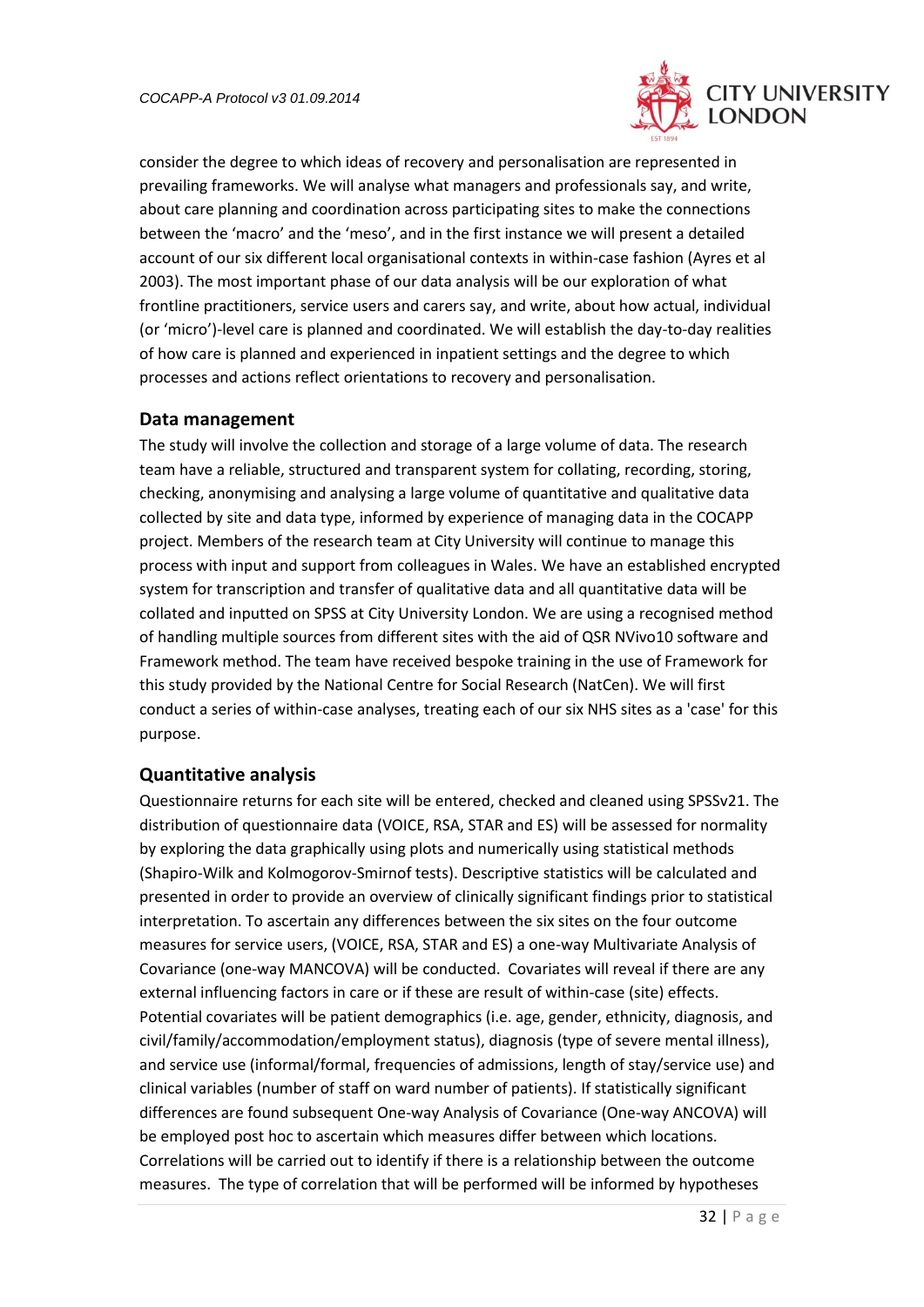consider the degree to which ideas of recovery and personalisation are represented in prevailing frameworks. We will analyse what managers and professionals say, and write, about care planning and coordination across participating sites to make the connections between the 'macro' and the 'meso', and in the first instance we will present a detailed account of our six different local organisational contexts in within-case fashion (Ayres et al 2003). The most important phase of our data analysis will be our exploration of what frontline practitioners, service users and carers say, and write, about how actual, individual (or 'micro')-level care is planned and coordinated. We will establish the day-to-day realities of how care is planned and experienced in inpatient settings and the degree to which processes and actions reflect orientations to recovery and personalisation.

## Data management

The study will involve the collection and storage of a large volume of data. The research team have a reliable, structured and transparent system for collating, recording, storing, checking, anonymising and analysing a large volume of quantitative and qualitative data collected by site and data type, informed by experience of managing data in the COCAPP project. Members of the research team at City University will continue to manage this process with input and support from colleagues in Wales. We have an established encrypted system for transcription and transfer of qualitative data and all quantitative data will be collated and inputted on SPSS at City University London. We are using a recognised method of handling multiple sources from different sites with the aid of QSR NVivo10 software and Framework method. The team have received bespoke training in the use of Framework for this study provided by the National Centre for Social Research (NatCen). We will first conduct a series of within-case analyses, treating each of our six NHS sites as a 'case' for this purpose.

## Quantitative analysis

Questionnaire returns for each site will be entered, checked and cleaned using SPSSv21. The distribution of questionnaire data (VOICE, RSA, STAR and ES) will be assessed for normality by exploring the data graphically using plots and numerically using statistical methods (Shapiro-Wilk and Kolmogorov-Smirnof tests). Descriptive statistics will be calculated and presented in order to provide an overview of clinically significant findings prior to statistical interpretation. To ascertain any differences between the six sites on the four outcome measures for service users, (VOICE, RSA, STAR and ES) a one-way Multivariate Analysis of Covariance (one-way MANCOVA) will be conducted. Covariates will reveal if there are any external influencing factors in care or if these are result of within-case (site) effects. Potential covariates will be patient demographics (i.e. age, gender, ethnicity, diagnosis, and civil/family/accommodation/employment status), diagnosis (type of severe mental illness), and service use (informal/formal, frequencies of admissions, length of stay/service use) and clinical variables (number of staff on ward number of patients). If statistically significant differences are found subsequent One-way Analysis of Covariance (One-way ANCOVA) will be employed post hoc to ascertain which measures differ between which locations. Correlations will be carried out to identify if there is a relationship between the outcome measures. The type of correlation that will be performed will be informed by hypotheses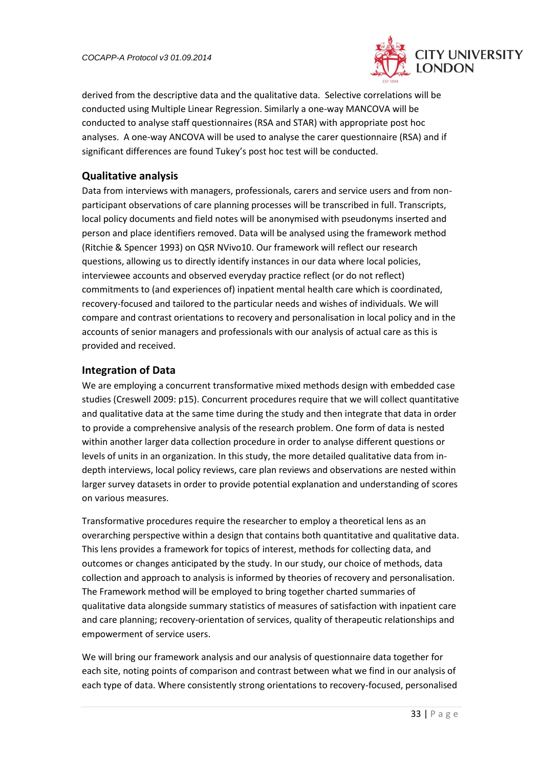derived from the descriptive data and the qualitative data. Selective correlations will be conducted using Multiple Linear Regression. Similarly a one-way MANCOVA will be conducted to analyse staff questionnaires (RSA and STAR) with appropriate post hoc analyses. A one-way ANCOVA will be used to analyse the carer questionnaire (RSA) and if significant differences are found Tukey's post hoc test will be conducted.

## Qualitative analysis

Data from interviews with managers, professionals, carers and service users and from non-participant observations of care planning processes will be transcribed in full. Transcripts, local policy documents and field notes will be anonymised with pseudonyms inserted and person and place identifiers removed. Data will be analysed using the framework method (Ritchie & Spencer 1993) on QSR NVivo10. Our framework will reflect our research questions, allowing us to directly identify instances in our data where local policies, interviewee accounts and observed everyday practice reflect (or do not reflect) commitments to (and experiences of) inpatient mental health care which is coordinated, recovery-focused and tailored to the particular needs and wishes of individuals. We will compare and contrast orientations to recovery and personalisation in local policy and in the accounts of senior managers and professionals with our analysis of actual care as this is provided and received.

## Integration of Data

We are employing a concurrent transformative mixed methods design with embedded case studies (Creswell 2009: p15). Concurrent procedures require that we will collect quantitative and qualitative data at the same time during the study and then integrate that data in order to provide a comprehensive analysis of the research problem. One form of data is nested within another larger data collection procedure in order to analyse different questions or levels of units in an organization. In this study, the more detailed qualitative data from in-depth interviews, local policy reviews, care plan reviews and observations are nested within larger survey datasets in order to provide potential explanation and understanding of scores on various measures.

Transformative procedures require the researcher to employ a theoretical lens as an overarching perspective within a design that contains both quantitative and qualitative data. This lens provides a framework for topics of interest, methods for collecting data, and outcomes or changes anticipated by the study. In our study, our choice of methods, data collection and approach to analysis is informed by theories of recovery and personalisation. The Framework method will be employed to bring together charted summaries of qualitative data alongside summary statistics of measures of satisfaction with inpatient care and care planning; recovery-orientation of services, quality of therapeutic relationships and empowerment of service users.

We will bring our framework analysis and our analysis of questionnaire data together for each site, noting points of comparison and contrast between what we find in our analysis of each type of data. Where consistently strong orientations to recovery-focused, personalised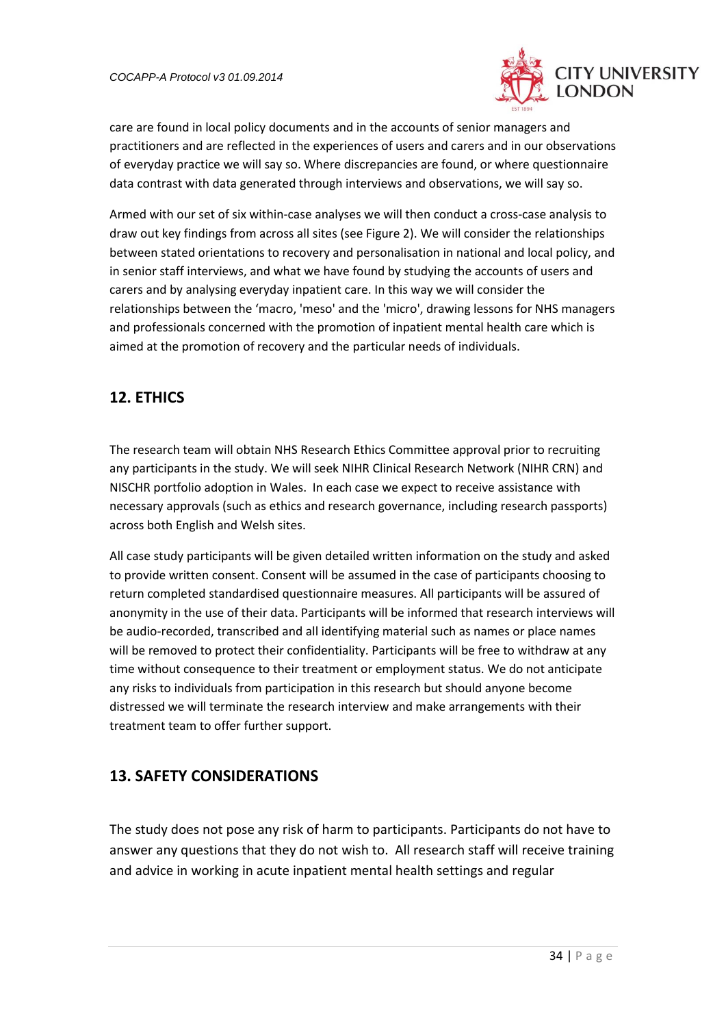care are found in local policy documents and in the accounts of senior managers and practitioners and are reflected in the experiences of users and carers and in our observations of everyday practice we will say so. Where discrepancies are found, or where questionnaire data contrast with data generated through interviews and observations, we will say so.

Armed with our set of six within-case analyses we will then conduct a cross-case analysis to draw out key findings from across all sites (see Figure 2). We will consider the relationships between stated orientations to recovery and personalisation in national and local policy, and in senior staff interviews, and what we have found by studying the accounts of users and carers and by analysing everyday inpatient care. In this way we will consider the relationships between the 'macro, 'meso' and the 'micro', drawing lessons for NHS managers and professionals concerned with the promotion of inpatient mental health care which is aimed at the promotion of recovery and the particular needs of individuals.

## 12. ETHICS

The research team will obtain NHS Research Ethics Committee approval prior to recruiting any participants in the study. We will seek NIHR Clinical Research Network (NIHR CRN) and NISCHR portfolio adoption in Wales. In each case we expect to receive assistance with necessary approvals (such as ethics and research governance, including research passports) across both English and Welsh sites.

All case study participants will be given detailed written information on the study and asked to provide written consent. Consent will be assumed in the case of participants choosing to return completed standardised questionnaire measures. All participants will be assured of anonymity in the use of their data. Participants will be informed that research interviews will be audio-recorded, transcribed and all identifying material such as names or place names will be removed to protect their confidentiality. Participants will be free to withdraw at any time without consequence to their treatment or employment status. We do not anticipate any risks to individuals from participation in this research but should anyone become distressed we will terminate the research interview and make arrangements with their treatment team to offer further support.

## 13. SAFETY CONSIDERATIONS

The study does not pose any risk of harm to participants. Participants do not have to answer any questions that they do not wish to. All research staff will receive training and advice in working in acute inpatient mental health settings and regular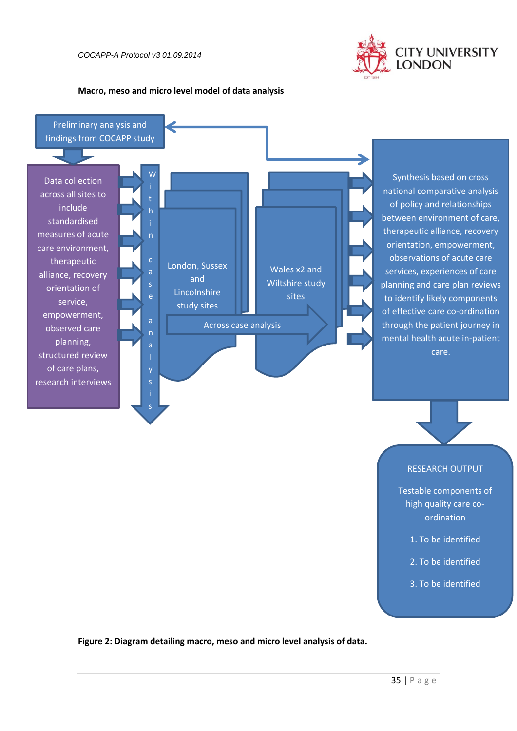**Macro, meso and micro level model of data analysis**

Preliminary analysis and findings from COCAPP study

Data collection across all sites to include standardised measures of acute care environment, therapeutic alliance, recovery orientation of service, empowerment, observed care planning, structured review of care plans, research interviews

Within case analysis

London, Sussex and Lincolnshire study sites

Wales x2 and Wiltshire study sites

Across case analysis

Synthesis based on cross national comparative analysis of policy and relationships between environment of care, therapeutic alliance, recovery orientation, empowerment, observations of acute care services, experiences of care planning and care plan reviews to identify likely components of effective care co-ordination through the patient journey in mental health acute in-patient care.

RESEARCH OUTPUT

Testable components of high quality care co-ordination

1. To be identified
2. To be identified
3. To be identified

**Figure 2: Diagram detailing macro, meso and micro level analysis of data.**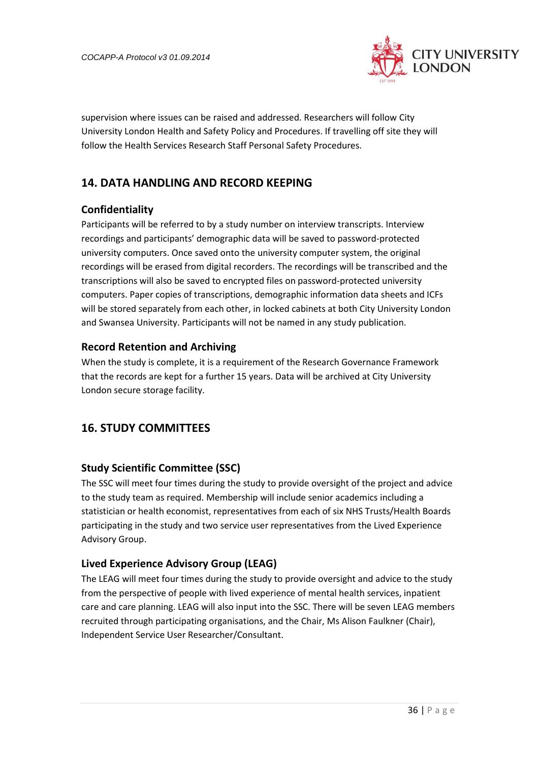supervision where issues can be raised and addressed. Researchers will follow City University London Health and Safety Policy and Procedures. If travelling off site they will follow the Health Services Research Staff Personal Safety Procedures.

## 14. DATA HANDLING AND RECORD KEEPING

### Confidentiality

Participants will be referred to by a study number on interview transcripts. Interview recordings and participants' demographic data will be saved to password-protected university computers. Once saved onto the university computer system, the original recordings will be erased from digital recorders. The recordings will be transcribed and the transcriptions will also be saved to encrypted files on password-protected university computers. Paper copies of transcriptions, demographic information data sheets and ICFs will be stored separately from each other, in locked cabinets at both City University London and Swansea University. Participants will not be named in any study publication.

### Record Retention and Archiving

When the study is complete, it is a requirement of the Research Governance Framework that the records are kept for a further 15 years. Data will be archived at City University London secure storage facility.

## 16. STUDY COMMITTEES

### Study Scientific Committee (SSC)

The SSC will meet four times during the study to provide oversight of the project and advice to the study team as required. Membership will include senior academics including a statistician or health economist, representatives from each of six NHS Trusts/Health Boards participating in the study and two service user representatives from the Lived Experience Advisory Group.

### Lived Experience Advisory Group (LEAG)

The LEAG will meet four times during the study to provide oversight and advice to the study from the perspective of people with lived experience of mental health services, inpatient care and care planning. LEAG will also input into the SSC. There will be seven LEAG members recruited through participating organisations, and the Chair, Ms Alison Faulkner (Chair), Independent Service User Researcher/Consultant.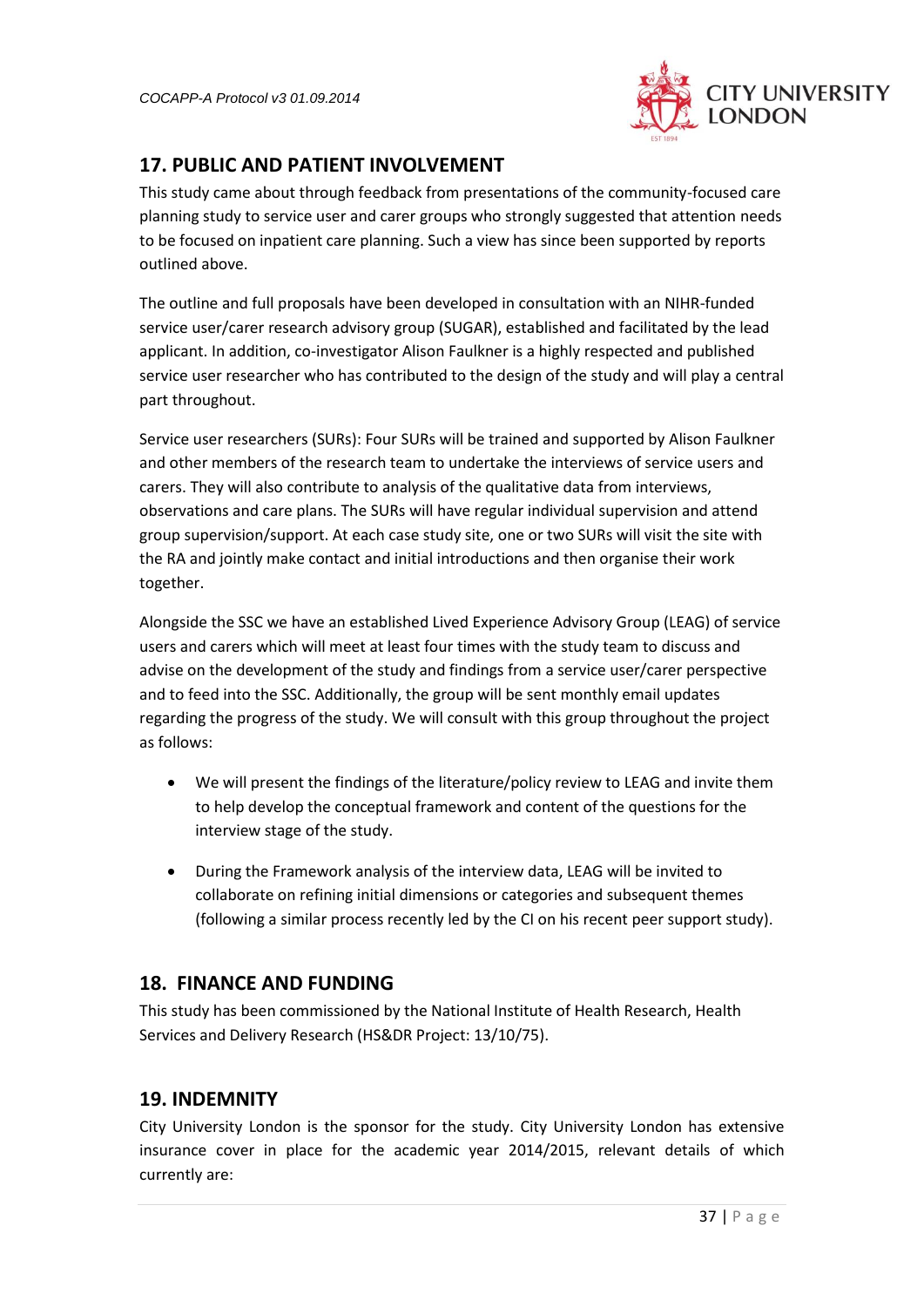## 17. PUBLIC AND PATIENT INVOLVEMENT

This study came about through feedback from presentations of the community-focused care planning study to service user and carer groups who strongly suggested that attention needs to be focused on inpatient care planning. Such a view has since been supported by reports outlined above.

The outline and full proposals have been developed in consultation with an NIHR-funded service user/carer research advisory group (SUGAR), established and facilitated by the lead applicant. In addition, co-investigator Alison Faulkner is a highly respected and published service user researcher who has contributed to the design of the study and will play a central part throughout.

Service user researchers (SURs): Four SURs will be trained and supported by Alison Faulkner and other members of the research team to undertake the interviews of service users and carers. They will also contribute to analysis of the qualitative data from interviews, observations and care plans. The SURs will have regular individual supervision and attend group supervision/support. At each case study site, one or two SURs will visit the site with the RA and jointly make contact and initial introductions and then organise their work together.

Alongside the SSC we have an established Lived Experience Advisory Group (LEAG) of service users and carers which will meet at least four times with the study team to discuss and advise on the development of the study and findings from a service user/carer perspective and to feed into the SSC. Additionally, the group will be sent monthly email updates regarding the progress of the study. We will consult with this group throughout the project as follows:

- We will present the findings of the literature/policy review to LEAG and invite them to help develop the conceptual framework and content of the questions for the interview stage of the study.
- During the Framework analysis of the interview data, LEAG will be invited to collaborate on refining initial dimensions or categories and subsequent themes (following a similar process recently led by the CI on his recent peer support study).

## 18. FINANCE AND FUNDING

This study has been commissioned by the National Institute of Health Research, Health Services and Delivery Research (HS&DR Project: 13/10/75).

## 19. INDEMNITY

City University London is the sponsor for the study. City University London has extensive insurance cover in place for the academic year 2014/2015, relevant details of which currently are: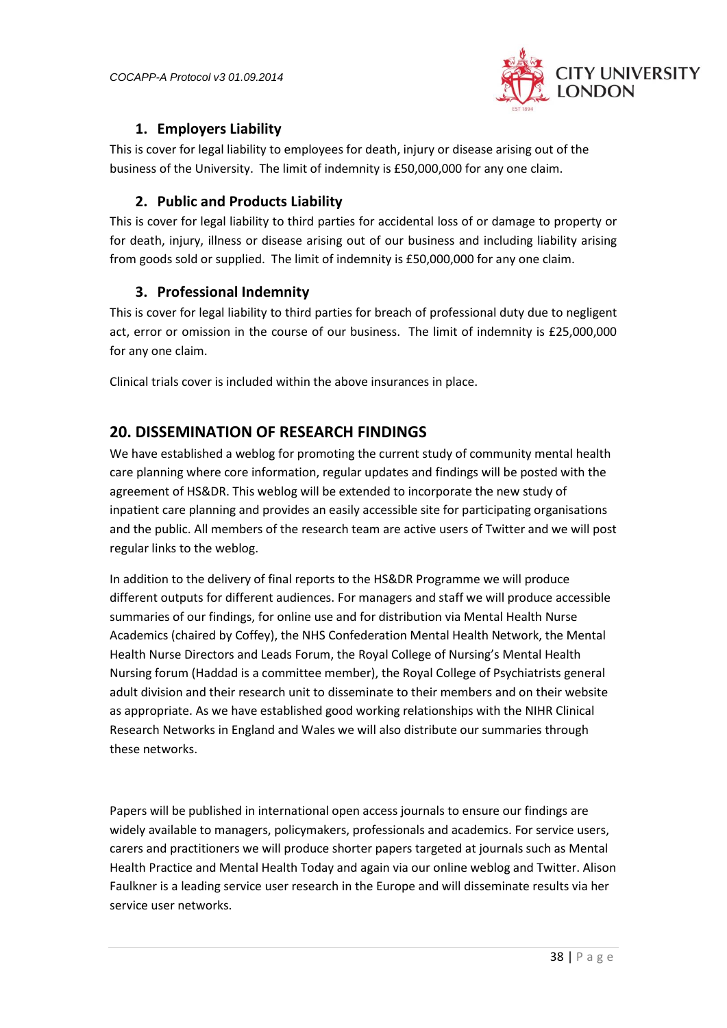### 1. Employers Liability

This is cover for legal liability to employees for death, injury or disease arising out of the business of the University. The limit of indemnity is £50,000,000 for any one claim.

### 2. Public and Products Liability

This is cover for legal liability to third parties for accidental loss of or damage to property or for death, injury, illness or disease arising out of our business and including liability arising from goods sold or supplied. The limit of indemnity is £50,000,000 for any one claim.

### 3. Professional Indemnity

This is cover for legal liability to third parties for breach of professional duty due to negligent act, error or omission in the course of our business. The limit of indemnity is £25,000,000 for any one claim.

Clinical trials cover is included within the above insurances in place.

## 20. DISSEMINATION OF RESEARCH FINDINGS

We have established a weblog for promoting the current study of community mental health care planning where core information, regular updates and findings will be posted with the agreement of HS&DR. This weblog will be extended to incorporate the new study of inpatient care planning and provides an easily accessible site for participating organisations and the public. All members of the research team are active users of Twitter and we will post regular links to the weblog.

In addition to the delivery of final reports to the HS&DR Programme we will produce different outputs for different audiences. For managers and staff we will produce accessible summaries of our findings, for online use and for distribution via Mental Health Nurse Academics (chaired by Coffey), the NHS Confederation Mental Health Network, the Mental Health Nurse Directors and Leads Forum, the Royal College of Nursing's Mental Health Nursing forum (Haddad is a committee member), the Royal College of Psychiatrists general adult division and their research unit to disseminate to their members and on their website as appropriate. As we have established good working relationships with the NIHR Clinical Research Networks in England and Wales we will also distribute our summaries through these networks.

Papers will be published in international open access journals to ensure our findings are widely available to managers, policymakers, professionals and academics. For service users, carers and practitioners we will produce shorter papers targeted at journals such as Mental Health Practice and Mental Health Today and again via our online weblog and Twitter. Alison Faulkner is a leading service user research in the Europe and will disseminate results via her service user networks.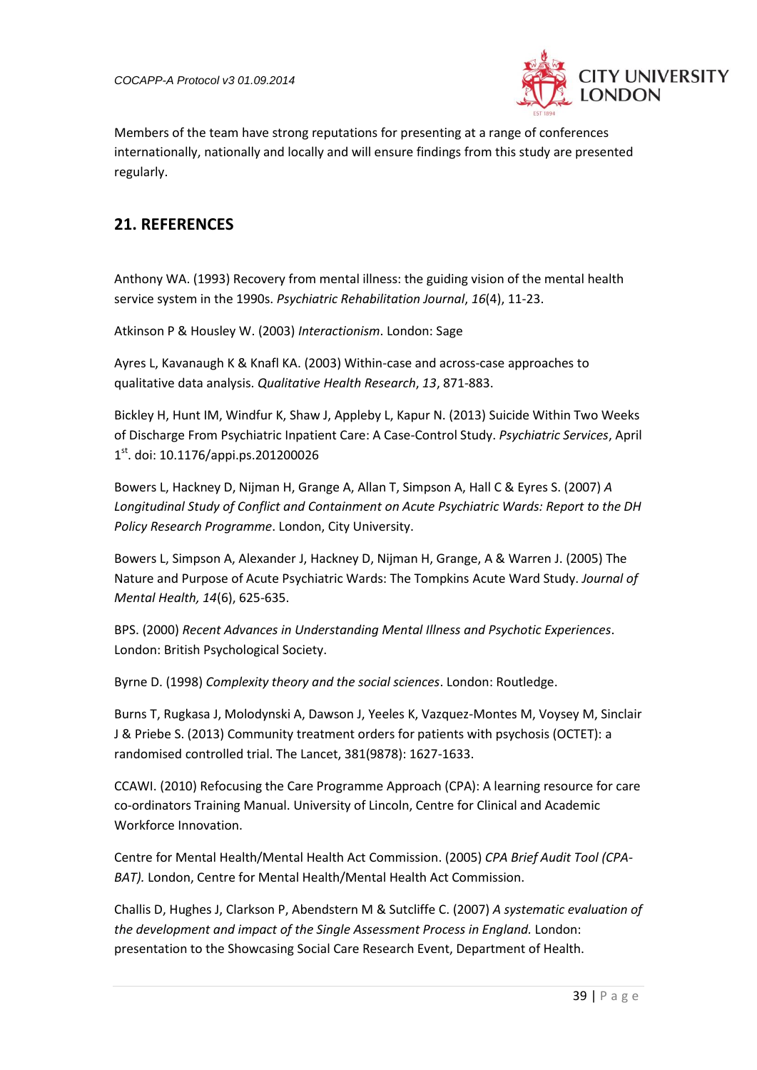Members of the team have strong reputations for presenting at a range of conferences internationally, nationally and locally and will ensure findings from this study are presented regularly.

## 21. REFERENCES

Anthony WA. (1993) Recovery from mental illness: the guiding vision of the mental health service system in the 1990s. *Psychiatric Rehabilitation Journal*, *16*(4), 11-23.

Atkinson P & Housley W. (2003) *Interactionism*. London: Sage

Ayres L, Kavanaugh K & Knafl KA. (2003) Within-case and across-case approaches to qualitative data analysis. *Qualitative Health Research*, *13*, 871-883.

Bickley H, Hunt IM, Windfur K, Shaw J, Appleby L, Kapur N. (2013) Suicide Within Two Weeks of Discharge From Psychiatric Inpatient Care: A Case-Control Study. *Psychiatric Services*, April 1st. doi: 10.1176/appi.ps.201200026

Bowers L, Hackney D, Nijman H, Grange A, Allan T, Simpson A, Hall C & Eyres S. (2007) *A Longitudinal Study of Conflict and Containment on Acute Psychiatric Wards: Report to the DH Policy Research Programme*. London, City University.

Bowers L, Simpson A, Alexander J, Hackney D, Nijman H, Grange, A & Warren J. (2005) The Nature and Purpose of Acute Psychiatric Wards: The Tompkins Acute Ward Study. *Journal of Mental Health, 14*(6), 625-635.

BPS. (2000) *Recent Advances in Understanding Mental Illness and Psychotic Experiences*. London: British Psychological Society.

Byrne D. (1998) *Complexity theory and the social sciences*. London: Routledge.

Burns T, Rugkasa J, Molodynski A, Dawson J, Yeeles K, Vazquez-Montes M, Voysey M, Sinclair J & Priebe S. (2013) Community treatment orders for patients with psychosis (OCTET): a randomised controlled trial. The Lancet, 381(9878): 1627-1633.

CCAWI. (2010) Refocusing the Care Programme Approach (CPA): A learning resource for care co-ordinators Training Manual. University of Lincoln, Centre for Clinical and Academic Workforce Innovation.

Centre for Mental Health/Mental Health Act Commission. (2005) *CPA Brief Audit Tool (CPA-BAT).* London, Centre for Mental Health/Mental Health Act Commission.

Challis D, Hughes J, Clarkson P, Abendstern M & Sutcliffe C. (2007) *A systematic evaluation of the development and impact of the Single Assessment Process in England.* London: presentation to the Showcasing Social Care Research Event, Department of Health.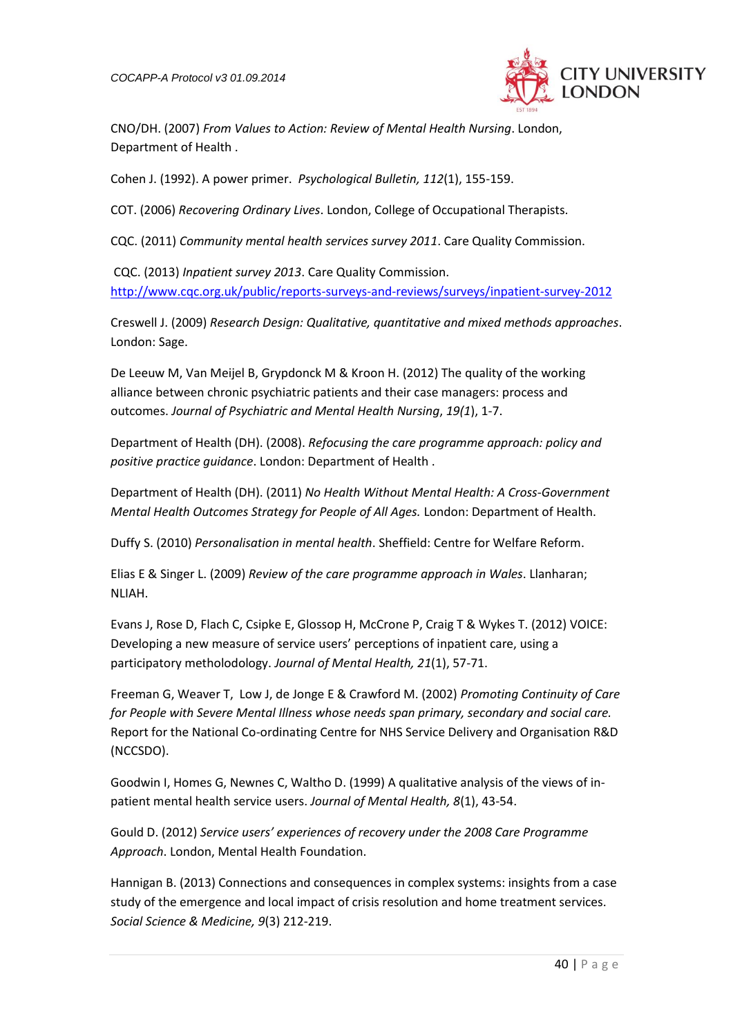CNO/DH. (2007) *From Values to Action: Review of Mental Health Nursing*. London, Department of Health .

Cohen J. (1992). A power primer. *Psychological Bulletin, 112*(1), 155-159.

COT. (2006) *Recovering Ordinary Lives*. London, College of Occupational Therapists.

CQC. (2011) *Community mental health services survey 2011*. Care Quality Commission.

CQC. (2013) *Inpatient survey 2013*. Care Quality Commission. http://www.cqc.org.uk/public/reports-surveys-and-reviews/surveys/inpatient-survey-2012

Creswell J. (2009) *Research Design: Qualitative, quantitative and mixed methods approaches*. London: Sage.

De Leeuw M, Van Meijel B, Grypdonck M & Kroon H. (2012) The quality of the working alliance between chronic psychiatric patients and their case managers: process and outcomes. *Journal of Psychiatric and Mental Health Nursing*, *19(1*), 1-7.

Department of Health (DH). (2008). *Refocusing the care programme approach: policy and positive practice guidance*. London: Department of Health .

Department of Health (DH). (2011) *No Health Without Mental Health: A Cross-Government Mental Health Outcomes Strategy for People of All Ages.* London: Department of Health.

Duffy S. (2010) *Personalisation in mental health*. Sheffield: Centre for Welfare Reform.

Elias E & Singer L. (2009) *Review of the care programme approach in Wales*. Llanharan; NLIAH.

Evans J, Rose D, Flach C, Csipke E, Glossop H, McCrone P, Craig T & Wykes T. (2012) VOICE: Developing a new measure of service users' perceptions of inpatient care, using a participatory metholodology. *Journal of Mental Health, 21*(1), 57-71.

Freeman G, Weaver T, Low J, de Jonge E & Crawford M. (2002) *Promoting Continuity of Care for People with Severe Mental Illness whose needs span primary, secondary and social care.* Report for the National Co-ordinating Centre for NHS Service Delivery and Organisation R&D (NCCSDO).

Goodwin I, Homes G, Newnes C, Waltho D. (1999) A qualitative analysis of the views of in-patient mental health service users. *Journal of Mental Health, 8*(1), 43-54.

Gould D. (2012) *Service users' experiences of recovery under the 2008 Care Programme Approach*. London, Mental Health Foundation.

Hannigan B. (2013) Connections and consequences in complex systems: insights from a case study of the emergence and local impact of crisis resolution and home treatment services. *Social Science & Medicine, 9*(3) 212-219.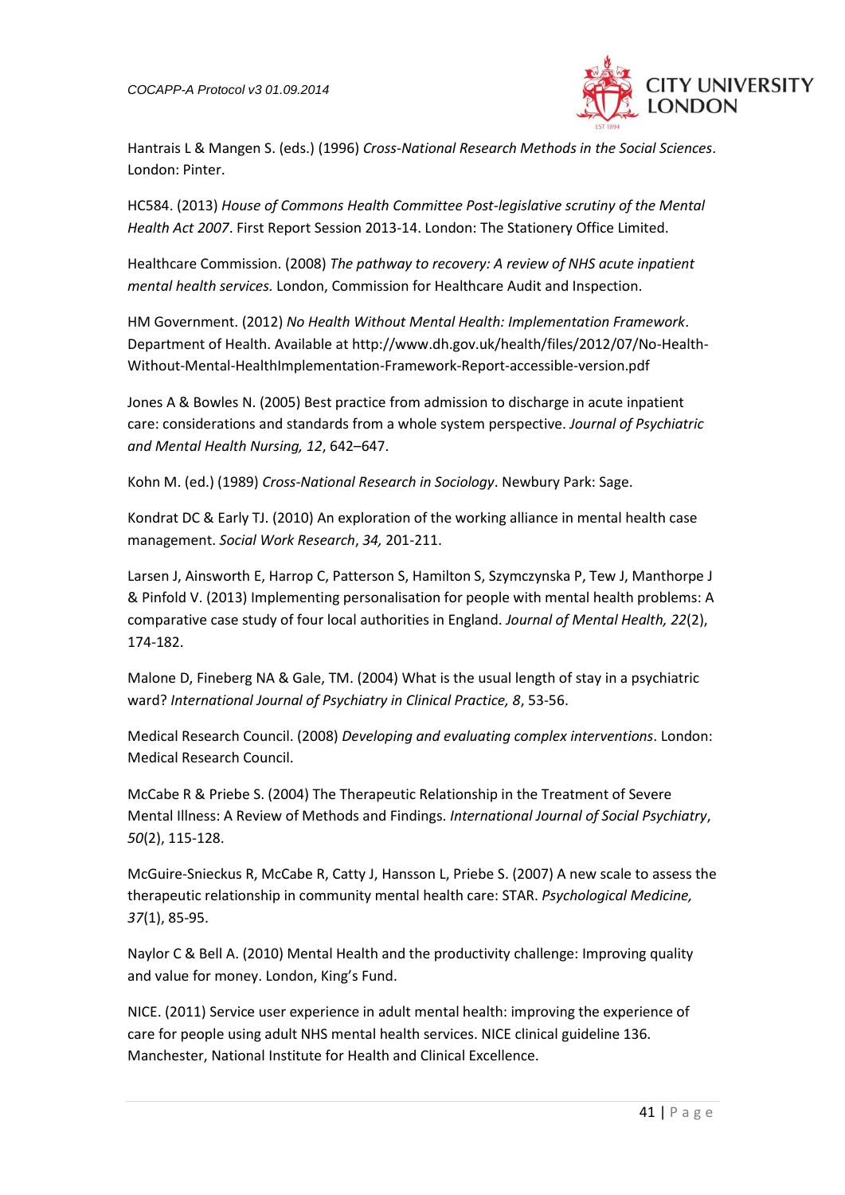Hantrais L & Mangen S. (eds.) (1996) *Cross-National Research Methods in the Social Sciences*. London: Pinter.

HC584. (2013) *House of Commons Health Committee Post-legislative scrutiny of the Mental Health Act 2007*. First Report Session 2013-14. London: The Stationery Office Limited.

Healthcare Commission. (2008) *The pathway to recovery: A review of NHS acute inpatient mental health services.* London, Commission for Healthcare Audit and Inspection.

HM Government. (2012) *No Health Without Mental Health: Implementation Framework*. Department of Health. Available at http://www.dh.gov.uk/health/files/2012/07/No-Health-Without-Mental-HealthImplementation-Framework-Report-accessible-version.pdf

Jones A & Bowles N. (2005) Best practice from admission to discharge in acute inpatient care: considerations and standards from a whole system perspective. *Journal of Psychiatric and Mental Health Nursing, 12*, 642–647.

Kohn M. (ed.) (1989) *Cross-National Research in Sociology*. Newbury Park: Sage.

Kondrat DC & Early TJ. (2010) An exploration of the working alliance in mental health case management. *Social Work Research*, *34,* 201-211.

Larsen J, Ainsworth E, Harrop C, Patterson S, Hamilton S, Szymczynska P, Tew J, Manthorpe J & Pinfold V. (2013) Implementing personalisation for people with mental health problems: A comparative case study of four local authorities in England. *Journal of Mental Health, 22*(2), 174-182.

Malone D, Fineberg NA & Gale, TM. (2004) What is the usual length of stay in a psychiatric ward? *International Journal of Psychiatry in Clinical Practice, 8*, 53-56.

Medical Research Council. (2008) *Developing and evaluating complex interventions*. London: Medical Research Council.

McCabe R & Priebe S. (2004) The Therapeutic Relationship in the Treatment of Severe Mental Illness: A Review of Methods and Findings. *International Journal of Social Psychiatry*, *50*(2), 115-128.

McGuire-Snieckus R, McCabe R, Catty J, Hansson L, Priebe S. (2007) A new scale to assess the therapeutic relationship in community mental health care: STAR. *Psychological Medicine, 37*(1), 85-95.

Naylor C & Bell A. (2010) Mental Health and the productivity challenge: Improving quality and value for money. London, King's Fund.

NICE. (2011) Service user experience in adult mental health: improving the experience of care for people using adult NHS mental health services. NICE clinical guideline 136. Manchester, National Institute for Health and Clinical Excellence.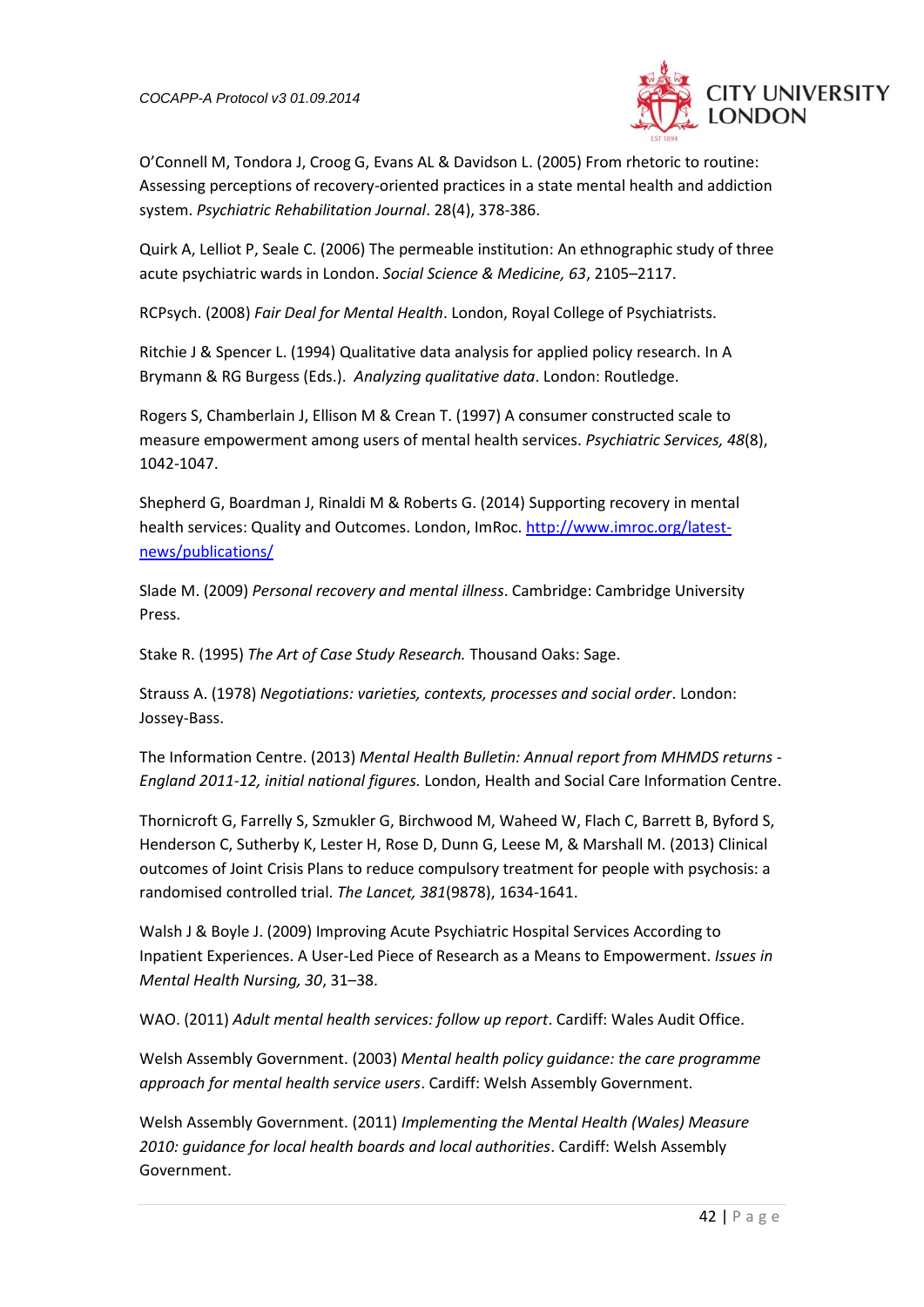O'Connell M, Tondora J, Croog G, Evans AL & Davidson L. (2005) From rhetoric to routine: Assessing perceptions of recovery-oriented practices in a state mental health and addiction system. *Psychiatric Rehabilitation Journal*. 28(4), 378-386.

Quirk A, Lelliot P, Seale C. (2006) The permeable institution: An ethnographic study of three acute psychiatric wards in London. *Social Science & Medicine, 63*, 2105–2117.

RCPsych. (2008) *Fair Deal for Mental Health*. London, Royal College of Psychiatrists.

Ritchie J & Spencer L. (1994) Qualitative data analysis for applied policy research. In A Brymann & RG Burgess (Eds.). *Analyzing qualitative data*. London: Routledge.

Rogers S, Chamberlain J, Ellison M & Crean T. (1997) A consumer constructed scale to measure empowerment among users of mental health services. *Psychiatric Services, 48*(8), 1042-1047.

Shepherd G, Boardman J, Rinaldi M & Roberts G. (2014) Supporting recovery in mental health services: Quality and Outcomes. London, ImRoc. http://www.imroc.org/latest-news/publications/

Slade M. (2009) *Personal recovery and mental illness*. Cambridge: Cambridge University Press.

Stake R. (1995) *The Art of Case Study Research.* Thousand Oaks: Sage.

Strauss A. (1978) *Negotiations: varieties, contexts, processes and social order*. London: Jossey-Bass.

The Information Centre. (2013) *Mental Health Bulletin: Annual report from MHMDS returns - England 2011-12, initial national figures.* London, Health and Social Care Information Centre.

Thornicroft G, Farrelly S, Szmukler G, Birchwood M, Waheed W, Flach C, Barrett B, Byford S, Henderson C, Sutherby K, Lester H, Rose D, Dunn G, Leese M, & Marshall M. (2013) Clinical outcomes of Joint Crisis Plans to reduce compulsory treatment for people with psychosis: a randomised controlled trial. *The Lancet, 381*(9878), 1634-1641.

Walsh J & Boyle J. (2009) Improving Acute Psychiatric Hospital Services According to Inpatient Experiences. A User-Led Piece of Research as a Means to Empowerment. *Issues in Mental Health Nursing, 30*, 31–38.

WAO. (2011) *Adult mental health services: follow up report*. Cardiff: Wales Audit Office.

Welsh Assembly Government. (2003) *Mental health policy guidance: the care programme approach for mental health service users*. Cardiff: Welsh Assembly Government.

Welsh Assembly Government. (2011) *Implementing the Mental Health (Wales) Measure 2010: guidance for local health boards and local authorities*. Cardiff: Welsh Assembly Government.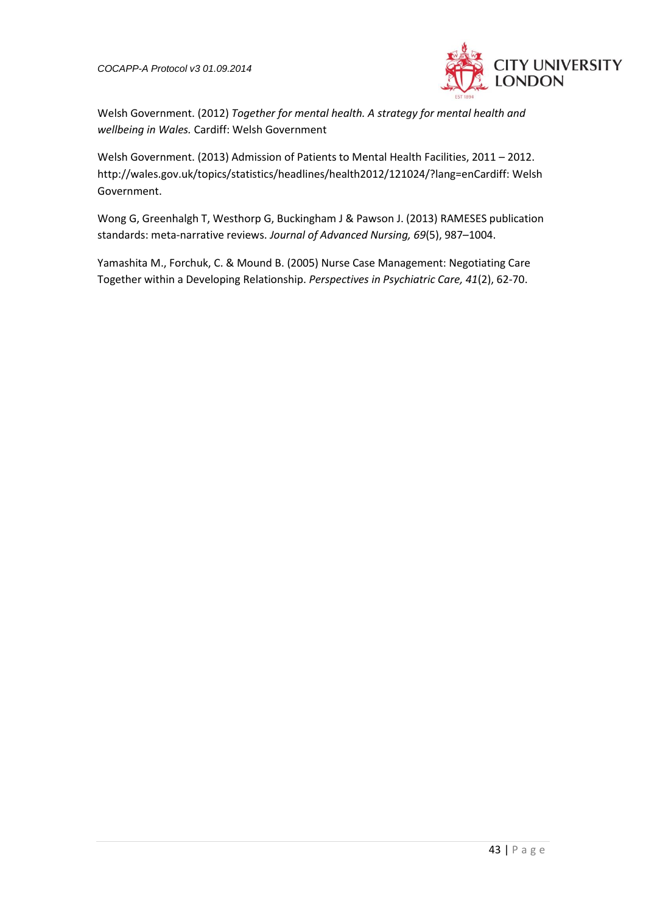Welsh Government. (2012) *Together for mental health. A strategy for mental health and wellbeing in Wales.* Cardiff: Welsh Government

Welsh Government. (2013) Admission of Patients to Mental Health Facilities, 2011 – 2012. http://wales.gov.uk/topics/statistics/headlines/health2012/121024/?lang=enCardiff: Welsh Government.

Wong G, Greenhalgh T, Westhorp G, Buckingham J & Pawson J. (2013) RAMESES publication standards: meta-narrative reviews. *Journal of Advanced Nursing, 69*(5), 987–1004.

Yamashita M., Forchuk, C. & Mound B. (2005) Nurse Case Management: Negotiating Care Together within a Developing Relationship. *Perspectives in Psychiatric Care, 41*(2), 62-70.